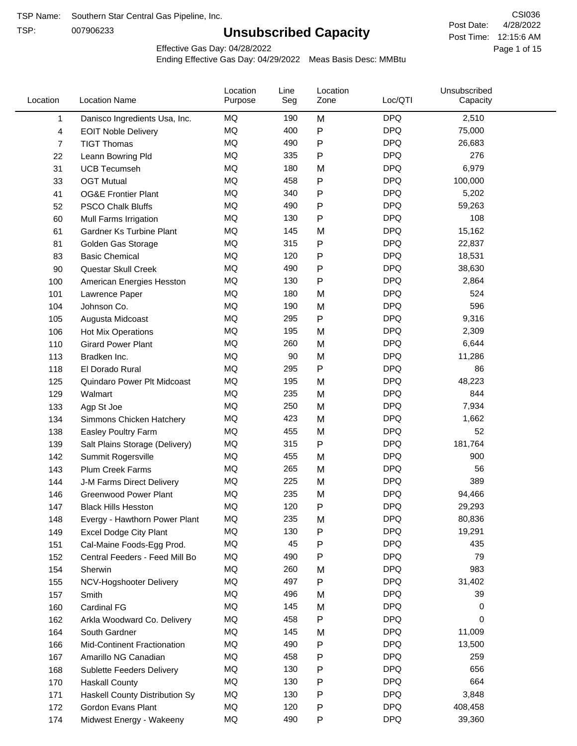TSP Name: Southern Star Central Gas Pipeline, Inc.

TSP: 007906233

# Unsubscribed Capacity

CSI036

Post Date: 4/28/2022

Post Time: 12:15:6 AM

Effective Gas Day: 04/28/2022

Ending Effective Gas Day: 04/29/2022 Meas Basis Desc: MMBtu

| Location | Location Name | Location Purpose | Line Seg | Location Zone | Loc/QTI | Unsubscribed Capacity |
|---|---|---|---|---|---|---|
| 1 | Danisco Ingredients Usa, Inc. | MQ | 190 | M | DPQ | 2,510 |
| 4 | EOIT Noble Delivery | MQ | 400 | P | DPQ | 75,000 |
| 7 | TIGT Thomas | MQ | 490 | P | DPQ | 26,683 |
| 22 | Leann Bowring Pld | MQ | 335 | P | DPQ | 276 |
| 31 | UCB Tecumseh | MQ | 180 | M | DPQ | 6,979 |
| 33 | OGT Mutual | MQ | 458 | P | DPQ | 100,000 |
| 41 | OG&E Frontier Plant | MQ | 340 | P | DPQ | 5,202 |
| 52 | PSCO Chalk Bluffs | MQ | 490 | P | DPQ | 59,263 |
| 60 | Mull Farms Irrigation | MQ | 130 | P | DPQ | 108 |
| 61 | Gardner Ks Turbine Plant | MQ | 145 | M | DPQ | 15,162 |
| 81 | Golden Gas Storage | MQ | 315 | P | DPQ | 22,837 |
| 83 | Basic Chemical | MQ | 120 | P | DPQ | 18,531 |
| 90 | Questar Skull Creek | MQ | 490 | P | DPQ | 38,630 |
| 100 | American Energies Hesston | MQ | 130 | P | DPQ | 2,864 |
| 101 | Lawrence Paper | MQ | 180 | M | DPQ | 524 |
| 104 | Johnson Co. | MQ | 190 | M | DPQ | 596 |
| 105 | Augusta Midcoast | MQ | 295 | P | DPQ | 9,316 |
| 106 | Hot Mix Operations | MQ | 195 | M | DPQ | 2,309 |
| 110 | Girard Power Plant | MQ | 260 | M | DPQ | 6,644 |
| 113 | Bradken Inc. | MQ | 90 | M | DPQ | 11,286 |
| 118 | El Dorado Rural | MQ | 295 | P | DPQ | 86 |
| 125 | Quindaro Power Plt Midcoast | MQ | 195 | M | DPQ | 48,223 |
| 129 | Walmart | MQ | 235 | M | DPQ | 844 |
| 133 | Agp St Joe | MQ | 250 | M | DPQ | 7,934 |
| 134 | Simmons Chicken Hatchery | MQ | 423 | M | DPQ | 1,662 |
| 138 | Easley Poultry Farm | MQ | 455 | M | DPQ | 52 |
| 139 | Salt Plains Storage (Delivery) | MQ | 315 | P | DPQ | 181,764 |
| 142 | Summit Rogersville | MQ | 455 | M | DPQ | 900 |
| 143 | Plum Creek Farms | MQ | 265 | M | DPQ | 56 |
| 144 | J-M Farms Direct Delivery | MQ | 225 | M | DPQ | 389 |
| 146 | Greenwood Power Plant | MQ | 235 | M | DPQ | 94,466 |
| 147 | Black Hills Hesston | MQ | 120 | P | DPQ | 29,293 |
| 148 | Evergy - Hawthorn Power Plant | MQ | 235 | M | DPQ | 80,836 |
| 149 | Excel Dodge City Plant | MQ | 130 | P | DPQ | 19,291 |
| 151 | Cal-Maine Foods-Egg Prod. | MQ | 45 | P | DPQ | 435 |
| 152 | Central Feeders - Feed Mill Bo | MQ | 490 | P | DPQ | 79 |
| 154 | Sherwin | MQ | 260 | M | DPQ | 983 |
| 155 | NCV-Hogshooter Delivery | MQ | 497 | P | DPQ | 31,402 |
| 157 | Smith | MQ | 496 | M | DPQ | 39 |
| 160 | Cardinal FG | MQ | 145 | M | DPQ | 0 |
| 162 | Arkla Woodward Co. Delivery | MQ | 458 | P | DPQ | 0 |
| 164 | South Gardner | MQ | 145 | M | DPQ | 11,009 |
| 166 | Mid-Continent Fractionation | MQ | 490 | P | DPQ | 13,500 |
| 167 | Amarillo NG Canadian | MQ | 458 | P | DPQ | 259 |
| 168 | Sublette Feeders Delivery | MQ | 130 | P | DPQ | 656 |
| 170 | Haskall County | MQ | 130 | P | DPQ | 664 |
| 171 | Haskall County Distribution Sy | MQ | 130 | P | DPQ | 3,848 |
| 172 | Gordon Evans Plant | MQ | 120 | P | DPQ | 408,458 |
| 174 | Midwest Energy - Wakeeny | MQ | 490 | P | DPQ | 39,360 |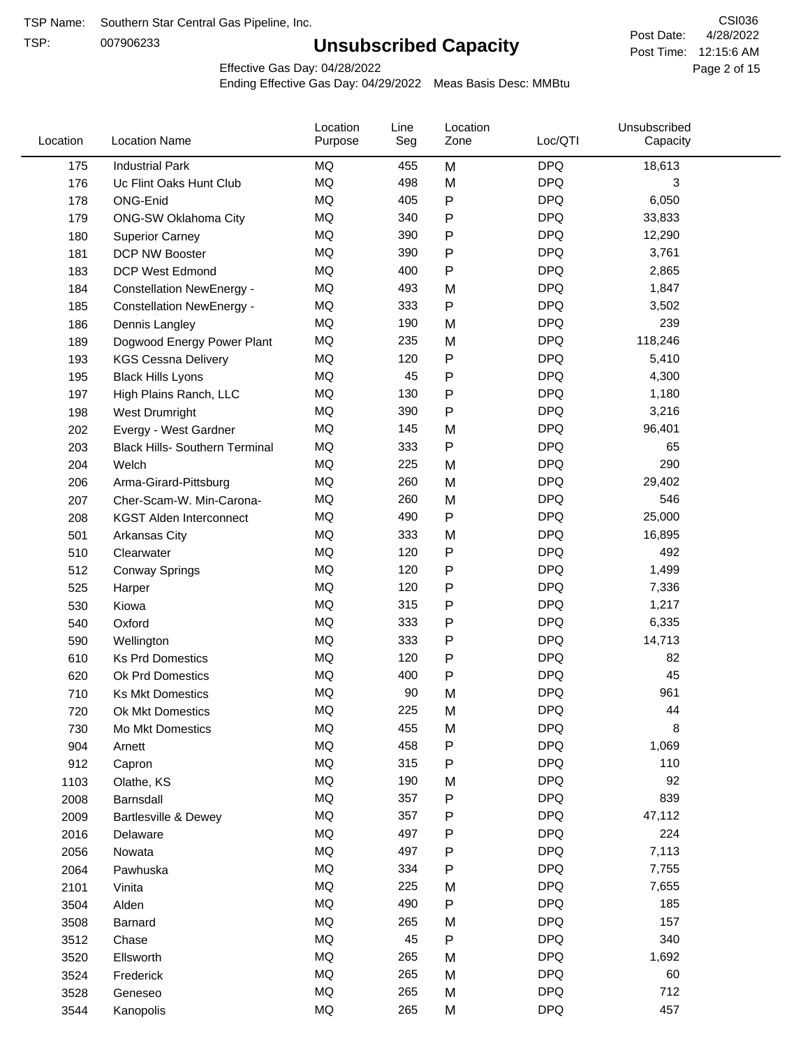TSP Name: Southern Star Central Gas Pipeline, Inc.

TSP: 007906233

# Unsubscribed Capacity

CSI036

Post Date: 4/28/2022

Post Time: 12:15:6 AM

Effective Gas Day: 04/28/2022

Ending Effective Gas Day: 04/29/2022 Meas Basis Desc: MMBtu

| Location | Location Name | Location Purpose | Line Seg | Location Zone | Loc/QTI | Unsubscribed Capacity |
|---|---|---|---|---|---|---|
| 175 | Industrial Park | MQ | 455 | M | DPQ | 18,613 |
| 176 | Uc Flint Oaks Hunt Club | MQ | 498 | M | DPQ | 3 |
| 178 | ONG-Enid | MQ | 405 | P | DPQ | 6,050 |
| 179 | ONG-SW Oklahoma City | MQ | 340 | P | DPQ | 33,833 |
| 180 | Superior Carney | MQ | 390 | P | DPQ | 12,290 |
| 181 | DCP NW Booster | MQ | 390 | P | DPQ | 3,761 |
| 183 | DCP West Edmond | MQ | 400 | P | DPQ | 2,865 |
| 184 | Constellation NewEnergy - | MQ | 493 | M | DPQ | 1,847 |
| 185 | Constellation NewEnergy - | MQ | 333 | P | DPQ | 3,502 |
| 186 | Dennis Langley | MQ | 190 | M | DPQ | 239 |
| 189 | Dogwood Energy Power Plant | MQ | 235 | M | DPQ | 118,246 |
| 193 | KGS Cessna Delivery | MQ | 120 | P | DPQ | 5,410 |
| 195 | Black Hills Lyons | MQ | 45 | P | DPQ | 4,300 |
| 197 | High Plains Ranch, LLC | MQ | 130 | P | DPQ | 1,180 |
| 198 | West Drumright | MQ | 390 | P | DPQ | 3,216 |
| 202 | Evergy - West Gardner | MQ | 145 | M | DPQ | 96,401 |
| 203 | Black Hills- Southern Terminal | MQ | 333 | P | DPQ | 65 |
| 204 | Welch | MQ | 225 | M | DPQ | 290 |
| 206 | Arma-Girard-Pittsburg | MQ | 260 | M | DPQ | 29,402 |
| 207 | Cher-Scam-W. Min-Carona- | MQ | 260 | M | DPQ | 546 |
| 208 | KGST Alden Interconnect | MQ | 490 | P | DPQ | 25,000 |
| 501 | Arkansas City | MQ | 333 | M | DPQ | 16,895 |
| 510 | Clearwater | MQ | 120 | P | DPQ | 492 |
| 512 | Conway Springs | MQ | 120 | P | DPQ | 1,499 |
| 525 | Harper | MQ | 120 | P | DPQ | 7,336 |
| 530 | Kiowa | MQ | 315 | P | DPQ | 1,217 |
| 540 | Oxford | MQ | 333 | P | DPQ | 6,335 |
| 590 | Wellington | MQ | 333 | P | DPQ | 14,713 |
| 610 | Ks Prd Domestics | MQ | 120 | P | DPQ | 82 |
| 620 | Ok Prd Domestics | MQ | 400 | P | DPQ | 45 |
| 710 | Ks Mkt Domestics | MQ | 90 | M | DPQ | 961 |
| 720 | Ok Mkt Domestics | MQ | 225 | M | DPQ | 44 |
| 730 | Mo Mkt Domestics | MQ | 455 | M | DPQ | 8 |
| 904 | Arnett | MQ | 458 | P | DPQ | 1,069 |
| 912 | Capron | MQ | 315 | P | DPQ | 110 |
| 1103 | Olathe, KS | MQ | 190 | M | DPQ | 92 |
| 2008 | Barnsdall | MQ | 357 | P | DPQ | 839 |
| 2009 | Bartlesville & Dewey | MQ | 357 | P | DPQ | 47,112 |
| 2016 | Delaware | MQ | 497 | P | DPQ | 224 |
| 2056 | Nowata | MQ | 497 | P | DPQ | 7,113 |
| 2064 | Pawhuska | MQ | 334 | P | DPQ | 7,755 |
| 2101 | Vinita | MQ | 225 | M | DPQ | 7,655 |
| 3504 | Alden | MQ | 490 | P | DPQ | 185 |
| 3508 | Barnard | MQ | 265 | M | DPQ | 157 |
| 3512 | Chase | MQ | 45 | P | DPQ | 340 |
| 3520 | Ellsworth | MQ | 265 | M | DPQ | 1,692 |
| 3524 | Frederick | MQ | 265 | M | DPQ | 60 |
| 3528 | Geneseo | MQ | 265 | M | DPQ | 712 |
| 3544 | Kanopolis | MQ | 265 | M | DPQ | 457 |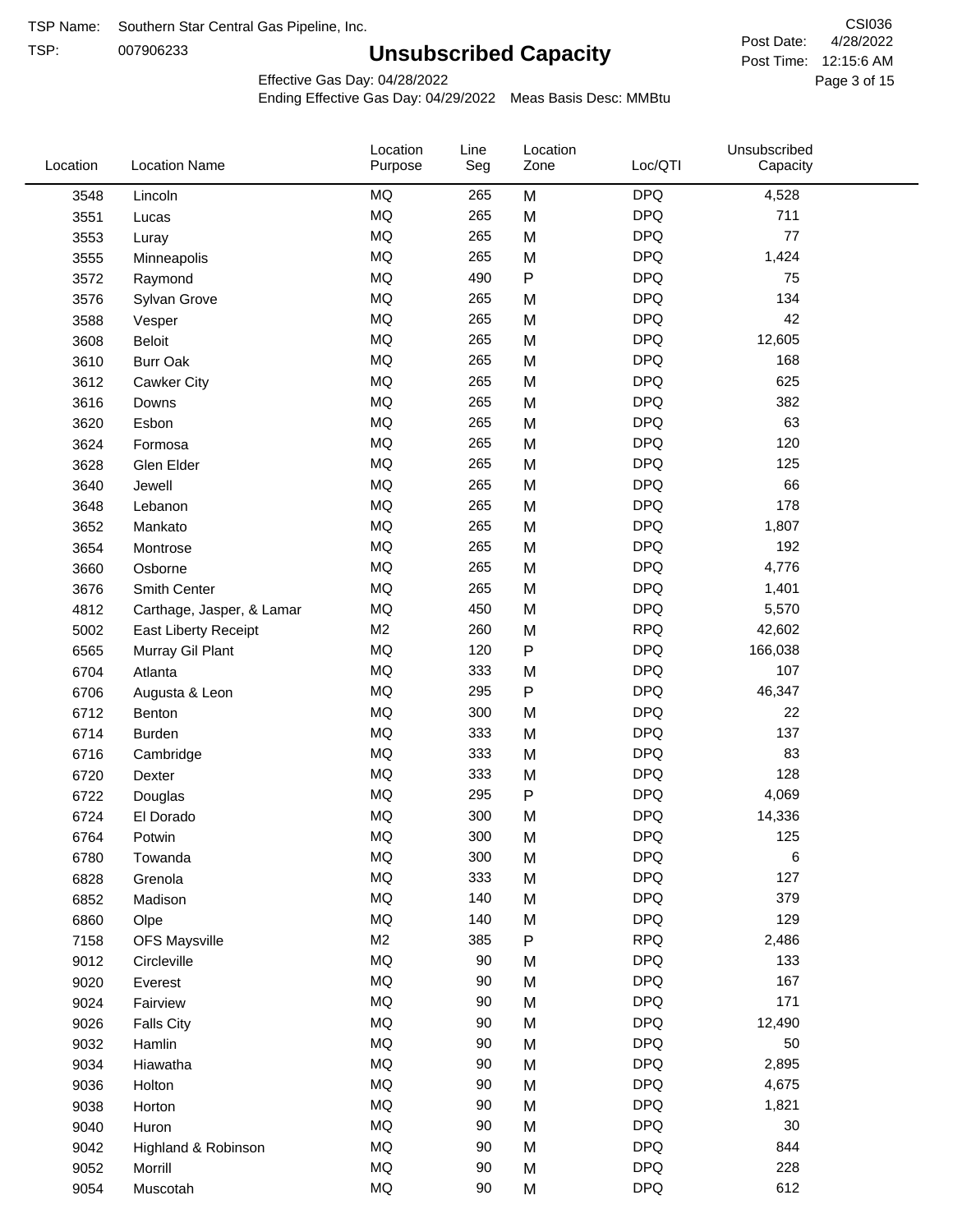TSP Name: Southern Star Central Gas Pipeline, Inc.

TSP: 007906233

# Unsubscribed Capacity

CSI036

Post Date: 4/28/2022

Post Time: 12:15:6 AM

Effective Gas Day: 04/28/2022

Ending Effective Gas Day: 04/29/2022 Meas Basis Desc: MMBtu

| Location | Location Name | Location Purpose | Line Seg | Location Zone | Loc/QTI | Unsubscribed Capacity |
|---|---|---|---|---|---|---|
| 3548 | Lincoln | MQ | 265 | M | DPQ | 4,528 |
| 3551 | Lucas | MQ | 265 | M | DPQ | 711 |
| 3553 | Luray | MQ | 265 | M | DPQ | 77 |
| 3555 | Minneapolis | MQ | 265 | M | DPQ | 1,424 |
| 3572 | Raymond | MQ | 490 | P | DPQ | 75 |
| 3576 | Sylvan Grove | MQ | 265 | M | DPQ | 134 |
| 3588 | Vesper | MQ | 265 | M | DPQ | 42 |
| 3608 | Beloit | MQ | 265 | M | DPQ | 12,605 |
| 3610 | Burr Oak | MQ | 265 | M | DPQ | 168 |
| 3612 | Cawker City | MQ | 265 | M | DPQ | 625 |
| 3616 | Downs | MQ | 265 | M | DPQ | 382 |
| 3620 | Esbon | MQ | 265 | M | DPQ | 63 |
| 3624 | Formosa | MQ | 265 | M | DPQ | 120 |
| 3628 | Glen Elder | MQ | 265 | M | DPQ | 125 |
| 3640 | Jewell | MQ | 265 | M | DPQ | 66 |
| 3648 | Lebanon | MQ | 265 | M | DPQ | 178 |
| 3652 | Mankato | MQ | 265 | M | DPQ | 1,807 |
| 3654 | Montrose | MQ | 265 | M | DPQ | 192 |
| 3660 | Osborne | MQ | 265 | M | DPQ | 4,776 |
| 3676 | Smith Center | MQ | 265 | M | DPQ | 1,401 |
| 4812 | Carthage, Jasper, & Lamar | MQ | 450 | M | DPQ | 5,570 |
| 5002 | East Liberty Receipt | M2 | 260 | M | RPQ | 42,602 |
| 6565 | Murray Gil Plant | MQ | 120 | P | DPQ | 166,038 |
| 6704 | Atlanta | MQ | 333 | M | DPQ | 107 |
| 6706 | Augusta & Leon | MQ | 295 | P | DPQ | 46,347 |
| 6712 | Benton | MQ | 300 | M | DPQ | 22 |
| 6714 | Burden | MQ | 333 | M | DPQ | 137 |
| 6716 | Cambridge | MQ | 333 | M | DPQ | 83 |
| 6720 | Dexter | MQ | 333 | M | DPQ | 128 |
| 6722 | Douglas | MQ | 295 | P | DPQ | 4,069 |
| 6724 | El Dorado | MQ | 300 | M | DPQ | 14,336 |
| 6764 | Potwin | MQ | 300 | M | DPQ | 125 |
| 6780 | Towanda | MQ | 300 | M | DPQ | 6 |
| 6828 | Grenola | MQ | 333 | M | DPQ | 127 |
| 6852 | Madison | MQ | 140 | M | DPQ | 379 |
| 6860 | Olpe | MQ | 140 | M | DPQ | 129 |
| 7158 | OFS Maysville | M2 | 385 | P | RPQ | 2,486 |
| 9012 | Circleville | MQ | 90 | M | DPQ | 133 |
| 9020 | Everest | MQ | 90 | M | DPQ | 167 |
| 9024 | Fairview | MQ | 90 | M | DPQ | 171 |
| 9026 | Falls City | MQ | 90 | M | DPQ | 12,490 |
| 9032 | Hamlin | MQ | 90 | M | DPQ | 50 |
| 9034 | Hiawatha | MQ | 90 | M | DPQ | 2,895 |
| 9036 | Holton | MQ | 90 | M | DPQ | 4,675 |
| 9038 | Horton | MQ | 90 | M | DPQ | 1,821 |
| 9040 | Huron | MQ | 90 | M | DPQ | 30 |
| 9042 | Highland & Robinson | MQ | 90 | M | DPQ | 844 |
| 9052 | Morrill | MQ | 90 | M | DPQ | 228 |
| 9054 | Muscotah | MQ | 90 | M | DPQ | 612 |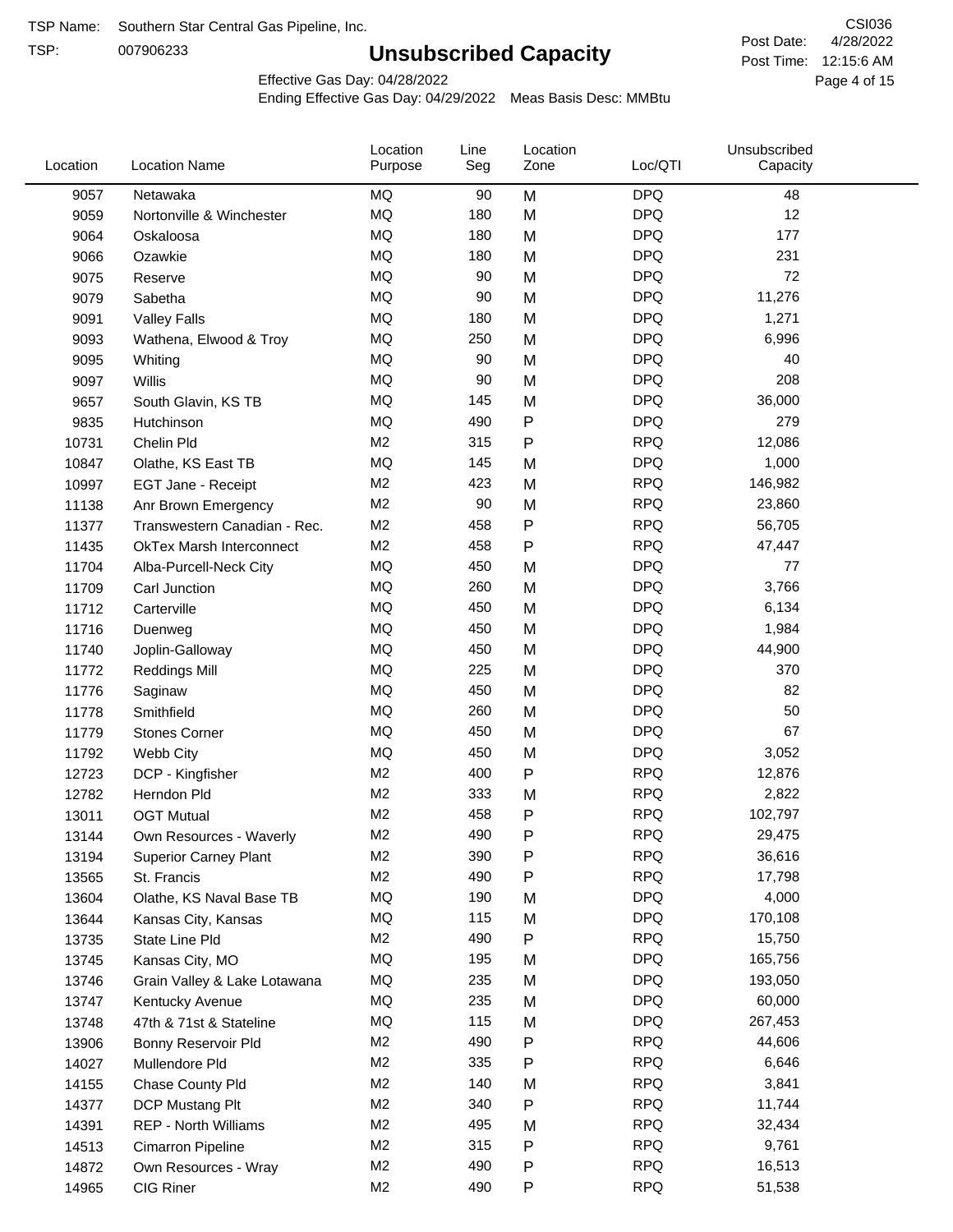TSP Name: Southern Star Central Gas Pipeline, Inc.

TSP: 007906233

# Unsubscribed Capacity

CSI036

Post Date: 4/28/2022

Post Time: 12:15:6 AM

Effective Gas Day: 04/28/2022

Ending Effective Gas Day: 04/29/2022 Meas Basis Desc: MMBtu

| Location | Location Name | Location Purpose | Line Seg | Location Zone | Loc/QTI | Unsubscribed Capacity |
|---|---|---|---|---|---|---|
| 9057 | Netawaka | MQ | 90 | M | DPQ | 48 |
| 9059 | Nortonville & Winchester | MQ | 180 | M | DPQ | 12 |
| 9064 | Oskaloosa | MQ | 180 | M | DPQ | 177 |
| 9066 | Ozawkie | MQ | 180 | M | DPQ | 231 |
| 9075 | Reserve | MQ | 90 | M | DPQ | 72 |
| 9079 | Sabetha | MQ | 90 | M | DPQ | 11,276 |
| 9091 | Valley Falls | MQ | 180 | M | DPQ | 1,271 |
| 9093 | Wathena, Elwood & Troy | MQ | 250 | M | DPQ | 6,996 |
| 9095 | Whiting | MQ | 90 | M | DPQ | 40 |
| 9097 | Willis | MQ | 90 | M | DPQ | 208 |
| 9657 | South Glavin, KS TB | MQ | 145 | M | DPQ | 36,000 |
| 9835 | Hutchinson | MQ | 490 | P | DPQ | 279 |
| 10731 | Chelin Pld | M2 | 315 | P | RPQ | 12,086 |
| 10847 | Olathe, KS East TB | MQ | 145 | M | DPQ | 1,000 |
| 10997 | EGT Jane - Receipt | M2 | 423 | M | RPQ | 146,982 |
| 11138 | Anr Brown Emergency | M2 | 90 | M | RPQ | 23,860 |
| 11377 | Transwestern Canadian - Rec. | M2 | 458 | P | RPQ | 56,705 |
| 11435 | OkTex Marsh Interconnect | M2 | 458 | P | RPQ | 47,447 |
| 11704 | Alba-Purcell-Neck City | MQ | 450 | M | DPQ | 77 |
| 11709 | Carl Junction | MQ | 260 | M | DPQ | 3,766 |
| 11712 | Carterville | MQ | 450 | M | DPQ | 6,134 |
| 11716 | Duenweg | MQ | 450 | M | DPQ | 1,984 |
| 11740 | Joplin-Galloway | MQ | 450 | M | DPQ | 44,900 |
| 11772 | Reddings Mill | MQ | 225 | M | DPQ | 370 |
| 11776 | Saginaw | MQ | 450 | M | DPQ | 82 |
| 11778 | Smithfield | MQ | 260 | M | DPQ | 50 |
| 11779 | Stones Corner | MQ | 450 | M | DPQ | 67 |
| 11792 | Webb City | MQ | 450 | M | DPQ | 3,052 |
| 12723 | DCP - Kingfisher | M2 | 400 | P | RPQ | 12,876 |
| 12782 | Herndon Pld | M2 | 333 | M | RPQ | 2,822 |
| 13011 | OGT Mutual | M2 | 458 | P | RPQ | 102,797 |
| 13144 | Own Resources - Waverly | M2 | 490 | P | RPQ | 29,475 |
| 13194 | Superior Carney Plant | M2 | 390 | P | RPQ | 36,616 |
| 13565 | St. Francis | M2 | 490 | P | RPQ | 17,798 |
| 13604 | Olathe, KS Naval Base TB | MQ | 190 | M | DPQ | 4,000 |
| 13644 | Kansas City, Kansas | MQ | 115 | M | DPQ | 170,108 |
| 13735 | State Line Pld | M2 | 490 | P | RPQ | 15,750 |
| 13745 | Kansas City, MO | MQ | 195 | M | DPQ | 165,756 |
| 13746 | Grain Valley & Lake Lotawana | MQ | 235 | M | DPQ | 193,050 |
| 13747 | Kentucky Avenue | MQ | 235 | M | DPQ | 60,000 |
| 13748 | 47th & 71st & Stateline | MQ | 115 | M | DPQ | 267,453 |
| 13906 | Bonny Reservoir Pld | M2 | 490 | P | RPQ | 44,606 |
| 14027 | Mullendore Pld | M2 | 335 | P | RPQ | 6,646 |
| 14155 | Chase County Pld | M2 | 140 | M | RPQ | 3,841 |
| 14377 | DCP Mustang Plt | M2 | 340 | P | RPQ | 11,744 |
| 14391 | REP - North Williams | M2 | 495 | M | RPQ | 32,434 |
| 14513 | Cimarron Pipeline | M2 | 315 | P | RPQ | 9,761 |
| 14872 | Own Resources - Wray | M2 | 490 | P | RPQ | 16,513 |
| 14965 | CIG Riner | M2 | 490 | P | RPQ | 51,538 |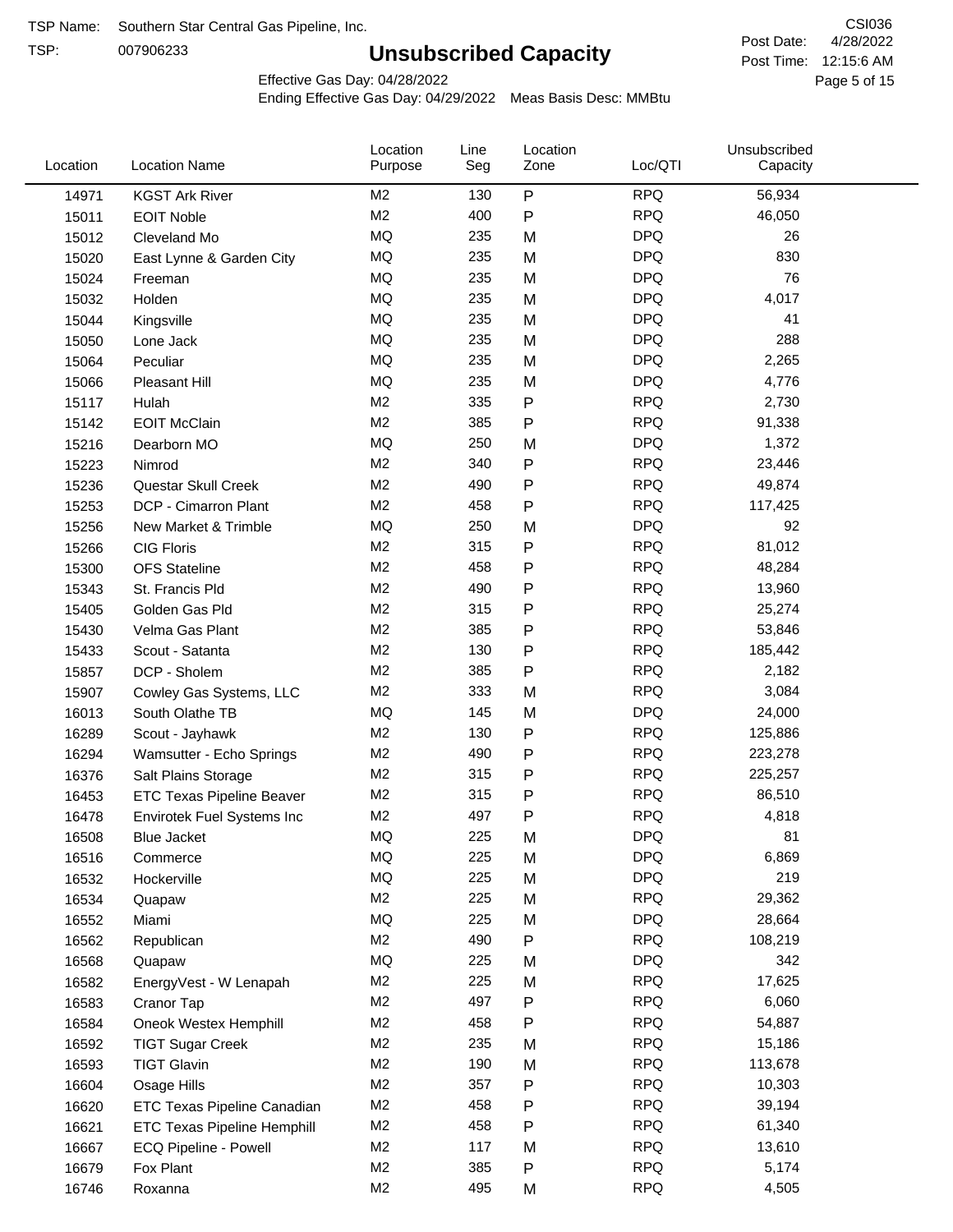TSP Name: Southern Star Central Gas Pipeline, Inc.
TSP: 007906233

# Unsubscribed Capacity

CSI036
Post Date: 4/28/2022
Post Time: 12:15:6 AM

Effective Gas Day: 04/28/2022
Ending Effective Gas Day: 04/29/2022 Meas Basis Desc: MMBtu

| Location | Location Name | Location Purpose | Line Seg | Location Zone | Loc/QTI | Unsubscribed Capacity |
|---|---|---|---|---|---|---|
| 14971 | KGST Ark River | M2 | 130 | P | RPQ | 56,934 |
| 15011 | EOIT Noble | M2 | 400 | P | RPQ | 46,050 |
| 15012 | Cleveland Mo | MQ | 235 | M | DPQ | 26 |
| 15020 | East Lynne & Garden City | MQ | 235 | M | DPQ | 830 |
| 15024 | Freeman | MQ | 235 | M | DPQ | 76 |
| 15032 | Holden | MQ | 235 | M | DPQ | 4,017 |
| 15044 | Kingsville | MQ | 235 | M | DPQ | 41 |
| 15050 | Lone Jack | MQ | 235 | M | DPQ | 288 |
| 15064 | Peculiar | MQ | 235 | M | DPQ | 2,265 |
| 15066 | Pleasant Hill | MQ | 235 | M | DPQ | 4,776 |
| 15117 | Hulah | M2 | 335 | P | RPQ | 2,730 |
| 15142 | EOIT McClain | M2 | 385 | P | RPQ | 91,338 |
| 15216 | Dearborn MO | MQ | 250 | M | DPQ | 1,372 |
| 15223 | Nimrod | M2 | 340 | P | RPQ | 23,446 |
| 15236 | Questar Skull Creek | M2 | 490 | P | RPQ | 49,874 |
| 15253 | DCP - Cimarron Plant | M2 | 458 | P | RPQ | 117,425 |
| 15256 | New Market & Trimble | MQ | 250 | M | DPQ | 92 |
| 15266 | CIG Floris | M2 | 315 | P | RPQ | 81,012 |
| 15300 | OFS Stateline | M2 | 458 | P | RPQ | 48,284 |
| 15343 | St. Francis Pld | M2 | 490 | P | RPQ | 13,960 |
| 15405 | Golden Gas Pld | M2 | 315 | P | RPQ | 25,274 |
| 15430 | Velma Gas Plant | M2 | 385 | P | RPQ | 53,846 |
| 15433 | Scout - Satanta | M2 | 130 | P | RPQ | 185,442 |
| 15857 | DCP - Sholem | M2 | 385 | P | RPQ | 2,182 |
| 15907 | Cowley Gas Systems, LLC | M2 | 333 | M | RPQ | 3,084 |
| 16013 | South Olathe TB | MQ | 145 | M | DPQ | 24,000 |
| 16289 | Scout - Jayhawk | M2 | 130 | P | RPQ | 125,886 |
| 16294 | Wamsutter - Echo Springs | M2 | 490 | P | RPQ | 223,278 |
| 16376 | Salt Plains Storage | M2 | 315 | P | RPQ | 225,257 |
| 16453 | ETC Texas Pipeline Beaver | M2 | 315 | P | RPQ | 86,510 |
| 16478 | Envirotek Fuel Systems Inc | M2 | 497 | P | RPQ | 4,818 |
| 16508 | Blue Jacket | MQ | 225 | M | DPQ | 81 |
| 16516 | Commerce | MQ | 225 | M | DPQ | 6,869 |
| 16532 | Hockerville | MQ | 225 | M | DPQ | 219 |
| 16534 | Quapaw | M2 | 225 | M | RPQ | 29,362 |
| 16552 | Miami | MQ | 225 | M | DPQ | 28,664 |
| 16562 | Republican | M2 | 490 | P | RPQ | 108,219 |
| 16568 | Quapaw | MQ | 225 | M | DPQ | 342 |
| 16582 | EnergyVest - W Lenapah | M2 | 225 | M | RPQ | 17,625 |
| 16583 | Cranor Tap | M2 | 497 | P | RPQ | 6,060 |
| 16584 | Oneok Westex Hemphill | M2 | 458 | P | RPQ | 54,887 |
| 16592 | TIGT Sugar Creek | M2 | 235 | M | RPQ | 15,186 |
| 16593 | TIGT Glavin | M2 | 190 | M | RPQ | 113,678 |
| 16604 | Osage Hills | M2 | 357 | P | RPQ | 10,303 |
| 16620 | ETC Texas Pipeline Canadian | M2 | 458 | P | RPQ | 39,194 |
| 16621 | ETC Texas Pipeline Hemphill | M2 | 458 | P | RPQ | 61,340 |
| 16667 | ECQ Pipeline - Powell | M2 | 117 | M | RPQ | 13,610 |
| 16679 | Fox Plant | M2 | 385 | P | RPQ | 5,174 |
| 16746 | Roxanna | M2 | 495 | M | RPQ | 4,505 |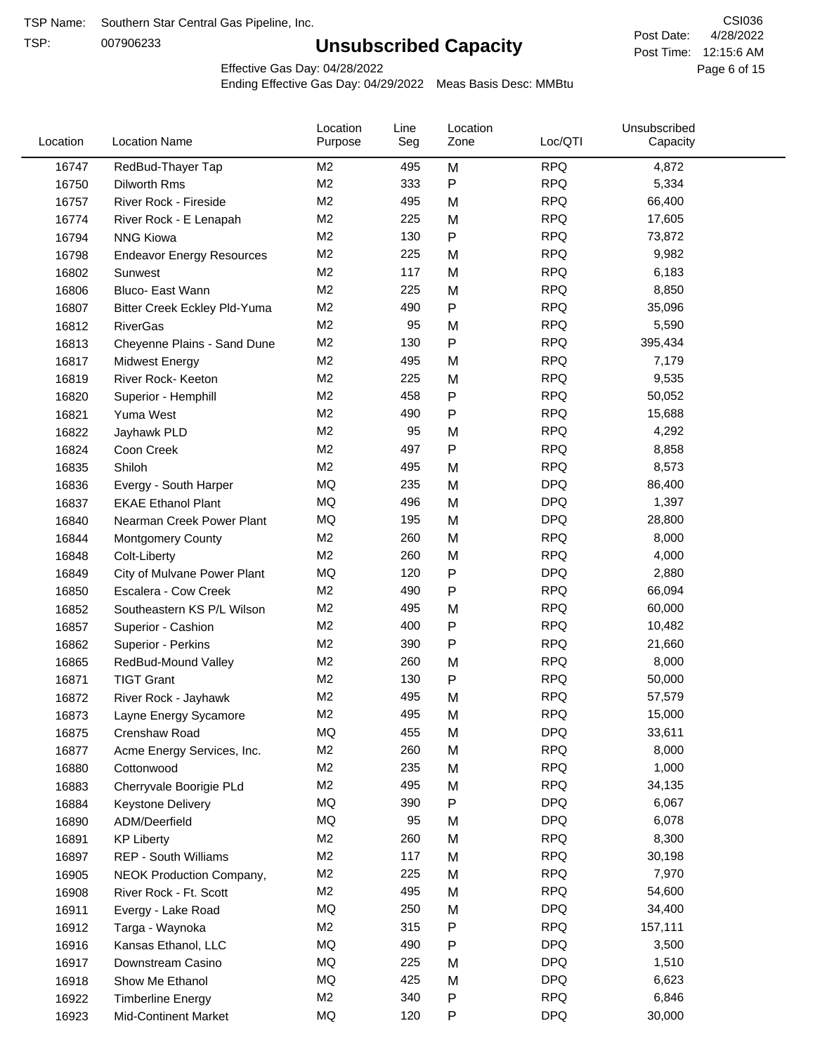TSP Name: Southern Star Central Gas Pipeline, Inc.

TSP: 007906233

# Unsubscribed Capacity

CSI036

Post Date: 4/28/2022

Post Time: 12:15:6 AM

Effective Gas Day: 04/28/2022

Ending Effective Gas Day: 04/29/2022 Meas Basis Desc: MMBtu

| Location | Location Name | Location Purpose | Line Seg | Location Zone | Loc/QTI | Unsubscribed Capacity |
|---|---|---|---|---|---|---|
| 16747 | RedBud-Thayer Tap | M2 | 495 | M | RPQ | 4,872 |
| 16750 | Dilworth Rms | M2 | 333 | P | RPQ | 5,334 |
| 16757 | River Rock - Fireside | M2 | 495 | M | RPQ | 66,400 |
| 16774 | River Rock - E Lenapah | M2 | 225 | M | RPQ | 17,605 |
| 16794 | NNG Kiowa | M2 | 130 | P | RPQ | 73,872 |
| 16798 | Endeavor Energy Resources | M2 | 225 | M | RPQ | 9,982 |
| 16802 | Sunwest | M2 | 117 | M | RPQ | 6,183 |
| 16806 | Bluco- East Wann | M2 | 225 | M | RPQ | 8,850 |
| 16807 | Bitter Creek Eckley Pld-Yuma | M2 | 490 | P | RPQ | 35,096 |
| 16812 | RiverGas | M2 | 95 | M | RPQ | 5,590 |
| 16813 | Cheyenne Plains - Sand Dune | M2 | 130 | P | RPQ | 395,434 |
| 16817 | Midwest Energy | M2 | 495 | M | RPQ | 7,179 |
| 16819 | River Rock- Keeton | M2 | 225 | M | RPQ | 9,535 |
| 16820 | Superior - Hemphill | M2 | 458 | P | RPQ | 50,052 |
| 16821 | Yuma West | M2 | 490 | P | RPQ | 15,688 |
| 16822 | Jayhawk PLD | M2 | 95 | M | RPQ | 4,292 |
| 16824 | Coon Creek | M2 | 497 | P | RPQ | 8,858 |
| 16835 | Shiloh | M2 | 495 | M | RPQ | 8,573 |
| 16836 | Evergy - South Harper | MQ | 235 | M | DPQ | 86,400 |
| 16837 | EKAE Ethanol Plant | MQ | 496 | M | DPQ | 1,397 |
| 16840 | Nearman Creek Power Plant | MQ | 195 | M | DPQ | 28,800 |
| 16844 | Montgomery County | M2 | 260 | M | RPQ | 8,000 |
| 16848 | Colt-Liberty | M2 | 260 | M | RPQ | 4,000 |
| 16849 | City of Mulvane Power Plant | MQ | 120 | P | DPQ | 2,880 |
| 16850 | Escalera - Cow Creek | M2 | 490 | P | RPQ | 66,094 |
| 16852 | Southeastern KS P/L Wilson | M2 | 495 | M | RPQ | 60,000 |
| 16857 | Superior - Cashion | M2 | 400 | P | RPQ | 10,482 |
| 16862 | Superior - Perkins | M2 | 390 | P | RPQ | 21,660 |
| 16865 | RedBud-Mound Valley | M2 | 260 | M | RPQ | 8,000 |
| 16871 | TIGT Grant | M2 | 130 | P | RPQ | 50,000 |
| 16872 | River Rock - Jayhawk | M2 | 495 | M | RPQ | 57,579 |
| 16873 | Layne Energy Sycamore | M2 | 495 | M | RPQ | 15,000 |
| 16875 | Crenshaw Road | MQ | 455 | M | DPQ | 33,611 |
| 16877 | Acme Energy Services, Inc. | M2 | 260 | M | RPQ | 8,000 |
| 16880 | Cottonwood | M2 | 235 | M | RPQ | 1,000 |
| 16883 | Cherryvale Boorigie PLd | M2 | 495 | M | RPQ | 34,135 |
| 16884 | Keystone Delivery | MQ | 390 | P | DPQ | 6,067 |
| 16890 | ADM/Deerfield | MQ | 95 | M | DPQ | 6,078 |
| 16891 | KP Liberty | M2 | 260 | M | RPQ | 8,300 |
| 16897 | REP - South Williams | M2 | 117 | M | RPQ | 30,198 |
| 16905 | NEOK Production Company, | M2 | 225 | M | RPQ | 7,970 |
| 16908 | River Rock - Ft. Scott | M2 | 495 | M | RPQ | 54,600 |
| 16911 | Evergy - Lake Road | MQ | 250 | M | DPQ | 34,400 |
| 16912 | Targa - Waynoka | M2 | 315 | P | RPQ | 157,111 |
| 16916 | Kansas Ethanol, LLC | MQ | 490 | P | DPQ | 3,500 |
| 16917 | Downstream Casino | MQ | 225 | M | DPQ | 1,510 |
| 16918 | Show Me Ethanol | MQ | 425 | M | DPQ | 6,623 |
| 16922 | Timberline Energy | M2 | 340 | P | RPQ | 6,846 |
| 16923 | Mid-Continent Market | MQ | 120 | P | DPQ | 30,000 |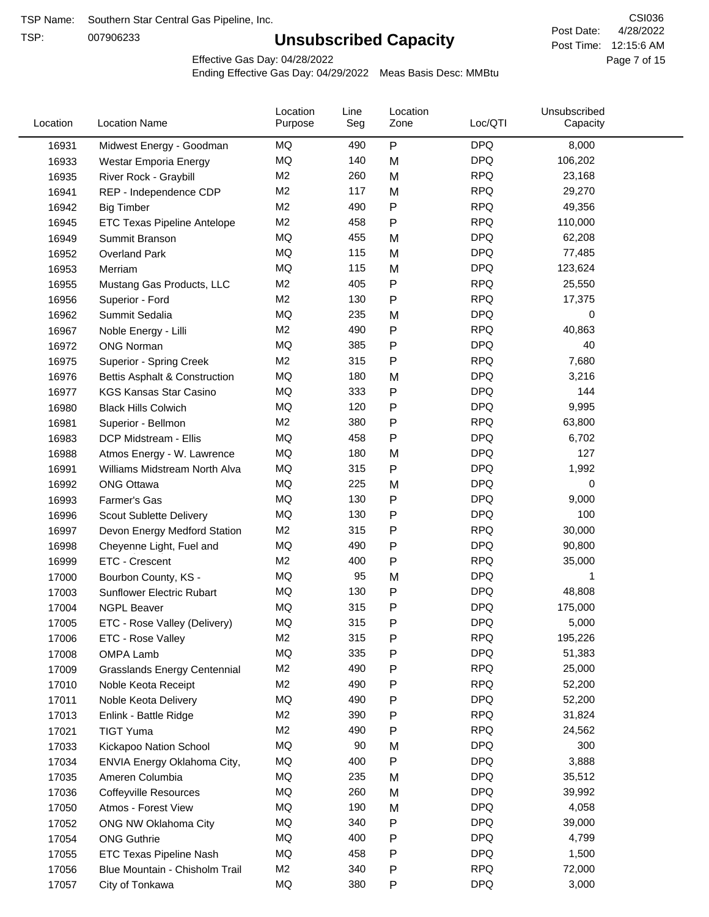TSP Name: Southern Star Central Gas Pipeline, Inc.

TSP: 007906233

# Unsubscribed Capacity

CSI036

Post Date: 4/28/2022

Post Time: 12:15:6 AM

Effective Gas Day: 04/28/2022

Ending Effective Gas Day: 04/29/2022 Meas Basis Desc: MMBtu

| Location | Location Name | Location Purpose | Line Seg | Location Zone | Loc/QTI | Unsubscribed Capacity |
|---|---|---|---|---|---|---|
| 16931 | Midwest Energy - Goodman | MQ | 490 | P | DPQ | 8,000 |
| 16933 | Westar Emporia Energy | MQ | 140 | M | DPQ | 106,202 |
| 16935 | River Rock - Graybill | M2 | 260 | M | RPQ | 23,168 |
| 16941 | REP - Independence CDP | M2 | 117 | M | RPQ | 29,270 |
| 16942 | Big Timber | M2 | 490 | P | RPQ | 49,356 |
| 16945 | ETC Texas Pipeline Antelope | M2 | 458 | P | RPQ | 110,000 |
| 16949 | Summit Branson | MQ | 455 | M | DPQ | 62,208 |
| 16952 | Overland Park | MQ | 115 | M | DPQ | 77,485 |
| 16953 | Merriam | MQ | 115 | M | DPQ | 123,624 |
| 16955 | Mustang Gas Products, LLC | M2 | 405 | P | RPQ | 25,550 |
| 16956 | Superior - Ford | M2 | 130 | P | RPQ | 17,375 |
| 16962 | Summit Sedalia | MQ | 235 | M | DPQ | 0 |
| 16967 | Noble Energy - Lilli | M2 | 490 | P | RPQ | 40,863 |
| 16972 | ONG Norman | MQ | 385 | P | DPQ | 40 |
| 16975 | Superior - Spring Creek | M2 | 315 | P | RPQ | 7,680 |
| 16976 | Bettis Asphalt & Construction | MQ | 180 | M | DPQ | 3,216 |
| 16977 | KGS Kansas Star Casino | MQ | 333 | P | DPQ | 144 |
| 16980 | Black Hills Colwich | MQ | 120 | P | DPQ | 9,995 |
| 16981 | Superior - Bellmon | M2 | 380 | P | RPQ | 63,800 |
| 16983 | DCP Midstream - Ellis | MQ | 458 | P | DPQ | 6,702 |
| 16988 | Atmos Energy - W. Lawrence | MQ | 180 | M | DPQ | 127 |
| 16991 | Williams Midstream North Alva | MQ | 315 | P | DPQ | 1,992 |
| 16992 | ONG Ottawa | MQ | 225 | M | DPQ | 0 |
| 16993 | Farmer's Gas | MQ | 130 | P | DPQ | 9,000 |
| 16996 | Scout Sublette Delivery | MQ | 130 | P | DPQ | 100 |
| 16997 | Devon Energy Medford Station | M2 | 315 | P | RPQ | 30,000 |
| 16998 | Cheyenne Light, Fuel and | MQ | 490 | P | DPQ | 90,800 |
| 16999 | ETC - Crescent | M2 | 400 | P | RPQ | 35,000 |
| 17000 | Bourbon County, KS - | MQ | 95 | M | DPQ | 1 |
| 17003 | Sunflower Electric Rubart | MQ | 130 | P | DPQ | 48,808 |
| 17004 | NGPL Beaver | MQ | 315 | P | DPQ | 175,000 |
| 17005 | ETC - Rose Valley (Delivery) | MQ | 315 | P | DPQ | 5,000 |
| 17006 | ETC - Rose Valley | M2 | 315 | P | RPQ | 195,226 |
| 17008 | OMPA Lamb | MQ | 335 | P | DPQ | 51,383 |
| 17009 | Grasslands Energy Centennial | M2 | 490 | P | RPQ | 25,000 |
| 17010 | Noble Keota Receipt | M2 | 490 | P | RPQ | 52,200 |
| 17011 | Noble Keota Delivery | MQ | 490 | P | DPQ | 52,200 |
| 17013 | Enlink - Battle Ridge | M2 | 390 | P | RPQ | 31,824 |
| 17021 | TIGT Yuma | M2 | 490 | P | RPQ | 24,562 |
| 17033 | Kickapoo Nation School | MQ | 90 | M | DPQ | 300 |
| 17034 | ENVIA Energy Oklahoma City, | MQ | 400 | P | DPQ | 3,888 |
| 17035 | Ameren Columbia | MQ | 235 | M | DPQ | 35,512 |
| 17036 | Coffeyville Resources | MQ | 260 | M | DPQ | 39,992 |
| 17050 | Atmos - Forest View | MQ | 190 | M | DPQ | 4,058 |
| 17052 | ONG NW Oklahoma City | MQ | 340 | P | DPQ | 39,000 |
| 17054 | ONG Guthrie | MQ | 400 | P | DPQ | 4,799 |
| 17055 | ETC Texas Pipeline Nash | MQ | 458 | P | DPQ | 1,500 |
| 17056 | Blue Mountain - Chisholm Trail | M2 | 340 | P | RPQ | 72,000 |
| 17057 | City of Tonkawa | MQ | 380 | P | DPQ | 3,000 |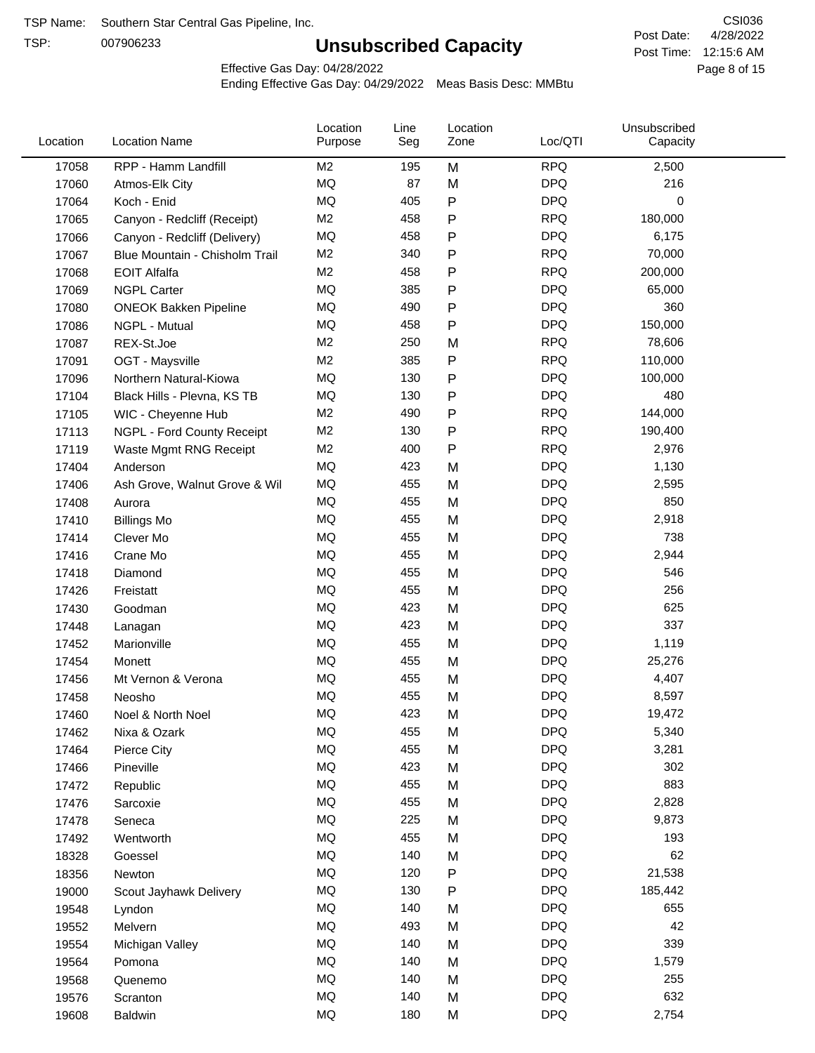TSP Name: Southern Star Central Gas Pipeline, Inc.

TSP: 007906233

# Unsubscribed Capacity

CSI036

Post Date: 4/28/2022

Post Time: 12:15:6 AM

Effective Gas Day: 04/28/2022

Ending Effective Gas Day: 04/29/2022 Meas Basis Desc: MMBtu

| Location | Location Name | Location Purpose | Line Seg | Location Zone | Loc/QTI | Unsubscribed Capacity |
|---|---|---|---|---|---|---|
| 17058 | RPP - Hamm Landfill | M2 | 195 | M | RPQ | 2,500 |
| 17060 | Atmos-Elk City | MQ | 87 | M | DPQ | 216 |
| 17064 | Koch - Enid | MQ | 405 | P | DPQ | 0 |
| 17065 | Canyon - Redcliff (Receipt) | M2 | 458 | P | RPQ | 180,000 |
| 17066 | Canyon - Redcliff (Delivery) | MQ | 458 | P | DPQ | 6,175 |
| 17067 | Blue Mountain - Chisholm Trail | M2 | 340 | P | RPQ | 70,000 |
| 17068 | EOIT Alfalfa | M2 | 458 | P | RPQ | 200,000 |
| 17069 | NGPL Carter | MQ | 385 | P | DPQ | 65,000 |
| 17080 | ONEOK Bakken Pipeline | MQ | 490 | P | DPQ | 360 |
| 17086 | NGPL - Mutual | MQ | 458 | P | DPQ | 150,000 |
| 17087 | REX-St.Joe | M2 | 250 | M | RPQ | 78,606 |
| 17091 | OGT - Maysville | M2 | 385 | P | RPQ | 110,000 |
| 17096 | Northern Natural-Kiowa | MQ | 130 | P | DPQ | 100,000 |
| 17104 | Black Hills - Plevna, KS TB | MQ | 130 | P | DPQ | 480 |
| 17105 | WIC - Cheyenne Hub | M2 | 490 | P | RPQ | 144,000 |
| 17113 | NGPL - Ford County Receipt | M2 | 130 | P | RPQ | 190,400 |
| 17119 | Waste Mgmt RNG Receipt | M2 | 400 | P | RPQ | 2,976 |
| 17404 | Anderson | MQ | 423 | M | DPQ | 1,130 |
| 17406 | Ash Grove, Walnut Grove & Wil | MQ | 455 | M | DPQ | 2,595 |
| 17408 | Aurora | MQ | 455 | M | DPQ | 850 |
| 17410 | Billings Mo | MQ | 455 | M | DPQ | 2,918 |
| 17414 | Clever Mo | MQ | 455 | M | DPQ | 738 |
| 17416 | Crane Mo | MQ | 455 | M | DPQ | 2,944 |
| 17418 | Diamond | MQ | 455 | M | DPQ | 546 |
| 17426 | Freistatt | MQ | 455 | M | DPQ | 256 |
| 17430 | Goodman | MQ | 423 | M | DPQ | 625 |
| 17448 | Lanagan | MQ | 423 | M | DPQ | 337 |
| 17452 | Marionville | MQ | 455 | M | DPQ | 1,119 |
| 17454 | Monett | MQ | 455 | M | DPQ | 25,276 |
| 17456 | Mt Vernon & Verona | MQ | 455 | M | DPQ | 4,407 |
| 17458 | Neosho | MQ | 455 | M | DPQ | 8,597 |
| 17460 | Noel & North Noel | MQ | 423 | M | DPQ | 19,472 |
| 17462 | Nixa & Ozark | MQ | 455 | M | DPQ | 5,340 |
| 17464 | Pierce City | MQ | 455 | M | DPQ | 3,281 |
| 17466 | Pineville | MQ | 423 | M | DPQ | 302 |
| 17472 | Republic | MQ | 455 | M | DPQ | 883 |
| 17476 | Sarcoxie | MQ | 455 | M | DPQ | 2,828 |
| 17478 | Seneca | MQ | 225 | M | DPQ | 9,873 |
| 17492 | Wentworth | MQ | 455 | M | DPQ | 193 |
| 18328 | Goessel | MQ | 140 | M | DPQ | 62 |
| 18356 | Newton | MQ | 120 | P | DPQ | 21,538 |
| 19000 | Scout Jayhawk Delivery | MQ | 130 | P | DPQ | 185,442 |
| 19548 | Lyndon | MQ | 140 | M | DPQ | 655 |
| 19552 | Melvern | MQ | 493 | M | DPQ | 42 |
| 19554 | Michigan Valley | MQ | 140 | M | DPQ | 339 |
| 19564 | Pomona | MQ | 140 | M | DPQ | 1,579 |
| 19568 | Quenemo | MQ | 140 | M | DPQ | 255 |
| 19576 | Scranton | MQ | 140 | M | DPQ | 632 |
| 19608 | Baldwin | MQ | 180 | M | DPQ | 2,754 |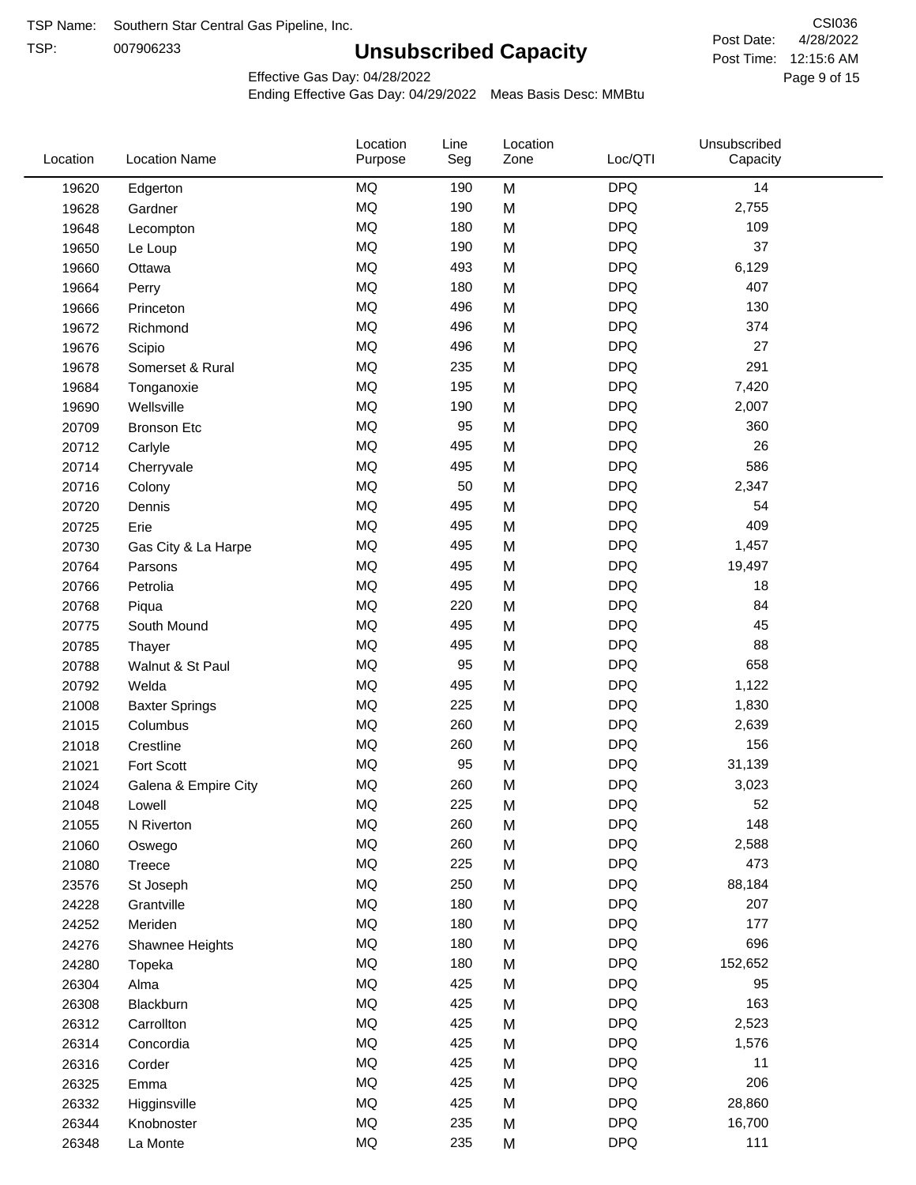TSP Name: Southern Star Central Gas Pipeline, Inc.
TSP: 007906233

CSI036

# Unsubscribed Capacity

Post Date: 4/28/2022
Post Time: 12:15:6 AM

Effective Gas Day: 04/28/2022
Ending Effective Gas Day: 04/29/2022 Meas Basis Desc: MMBtu

| Location | Location Name | Location Purpose | Line Seg | Location Zone | Loc/QTI | Unsubscribed Capacity |
|---|---|---|---|---|---|---|
| 19620 | Edgerton | MQ | 190 | M | DPQ | 14 |
| 19628 | Gardner | MQ | 190 | M | DPQ | 2,755 |
| 19648 | Lecompton | MQ | 180 | M | DPQ | 109 |
| 19650 | Le Loup | MQ | 190 | M | DPQ | 37 |
| 19660 | Ottawa | MQ | 493 | M | DPQ | 6,129 |
| 19664 | Perry | MQ | 180 | M | DPQ | 407 |
| 19666 | Princeton | MQ | 496 | M | DPQ | 130 |
| 19672 | Richmond | MQ | 496 | M | DPQ | 374 |
| 19676 | Scipio | MQ | 496 | M | DPQ | 27 |
| 19678 | Somerset & Rural | MQ | 235 | M | DPQ | 291 |
| 19684 | Tonganoxie | MQ | 195 | M | DPQ | 7,420 |
| 19690 | Wellsville | MQ | 190 | M | DPQ | 2,007 |
| 20709 | Bronson Etc | MQ | 95 | M | DPQ | 360 |
| 20712 | Carlyle | MQ | 495 | M | DPQ | 26 |
| 20714 | Cherryvale | MQ | 495 | M | DPQ | 586 |
| 20716 | Colony | MQ | 50 | M | DPQ | 2,347 |
| 20720 | Dennis | MQ | 495 | M | DPQ | 54 |
| 20725 | Erie | MQ | 495 | M | DPQ | 409 |
| 20730 | Gas City & La Harpe | MQ | 495 | M | DPQ | 1,457 |
| 20764 | Parsons | MQ | 495 | M | DPQ | 19,497 |
| 20766 | Petrolia | MQ | 495 | M | DPQ | 18 |
| 20768 | Piqua | MQ | 220 | M | DPQ | 84 |
| 20775 | South Mound | MQ | 495 | M | DPQ | 45 |
| 20785 | Thayer | MQ | 495 | M | DPQ | 88 |
| 20788 | Walnut & St Paul | MQ | 95 | M | DPQ | 658 |
| 20792 | Welda | MQ | 495 | M | DPQ | 1,122 |
| 21008 | Baxter Springs | MQ | 225 | M | DPQ | 1,830 |
| 21015 | Columbus | MQ | 260 | M | DPQ | 2,639 |
| 21018 | Crestline | MQ | 260 | M | DPQ | 156 |
| 21021 | Fort Scott | MQ | 95 | M | DPQ | 31,139 |
| 21024 | Galena & Empire City | MQ | 260 | M | DPQ | 3,023 |
| 21048 | Lowell | MQ | 225 | M | DPQ | 52 |
| 21055 | N Riverton | MQ | 260 | M | DPQ | 148 |
| 21060 | Oswego | MQ | 260 | M | DPQ | 2,588 |
| 21080 | Treece | MQ | 225 | M | DPQ | 473 |
| 23576 | St Joseph | MQ | 250 | M | DPQ | 88,184 |
| 24228 | Grantville | MQ | 180 | M | DPQ | 207 |
| 24252 | Meriden | MQ | 180 | M | DPQ | 177 |
| 24276 | Shawnee Heights | MQ | 180 | M | DPQ | 696 |
| 24280 | Topeka | MQ | 180 | M | DPQ | 152,652 |
| 26304 | Alma | MQ | 425 | M | DPQ | 95 |
| 26308 | Blackburn | MQ | 425 | M | DPQ | 163 |
| 26312 | Carrollton | MQ | 425 | M | DPQ | 2,523 |
| 26314 | Concordia | MQ | 425 | M | DPQ | 1,576 |
| 26316 | Corder | MQ | 425 | M | DPQ | 11 |
| 26325 | Emma | MQ | 425 | M | DPQ | 206 |
| 26332 | Higginsville | MQ | 425 | M | DPQ | 28,860 |
| 26344 | Knobnoster | MQ | 235 | M | DPQ | 16,700 |
| 26348 | La Monte | MQ | 235 | M | DPQ | 111 |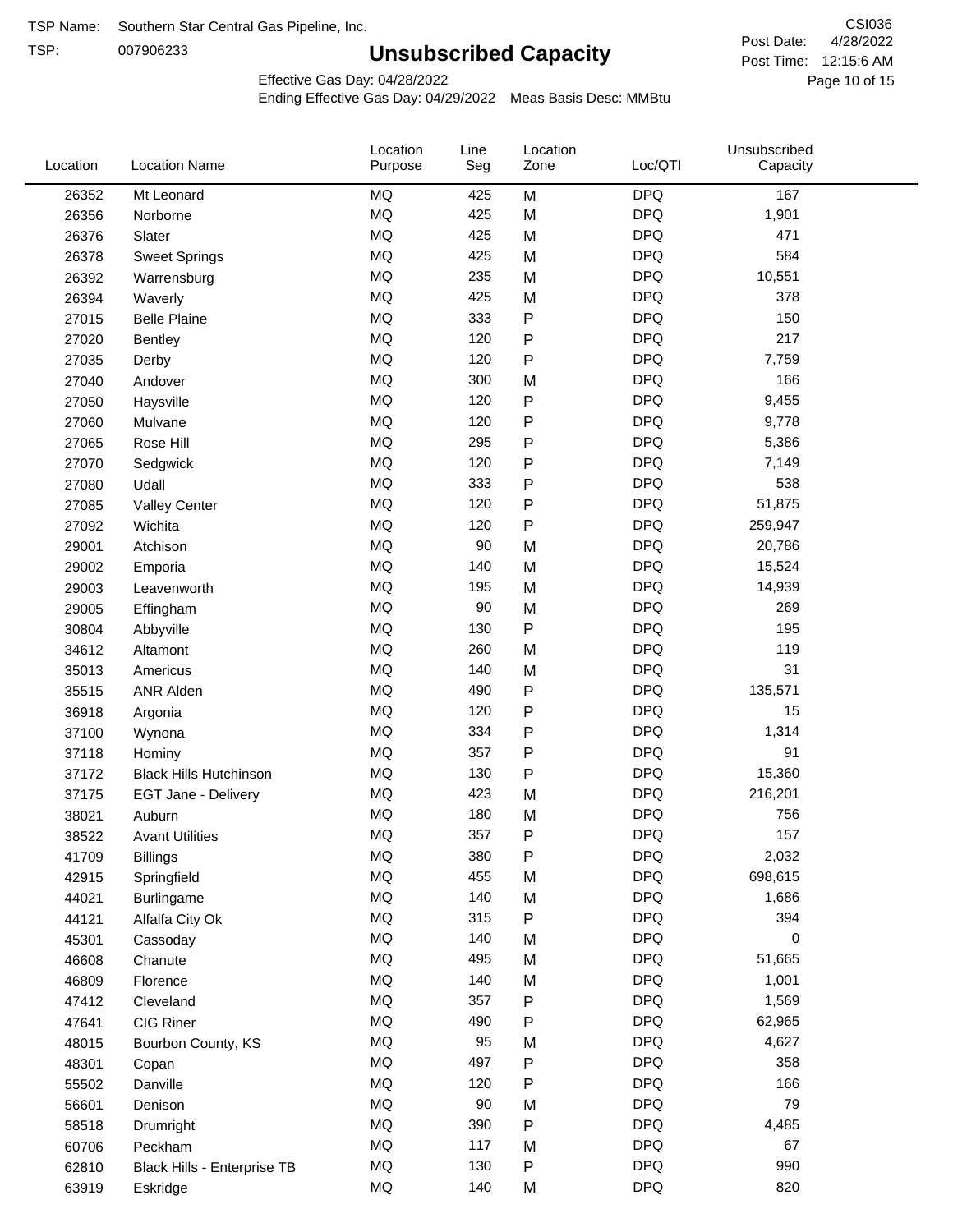TSP Name: Southern Star Central Gas Pipeline, Inc.

TSP: 007906233

# Unsubscribed Capacity

CSI036

Post Date: 4/28/2022

Post Time: 12:15:6 AM

Effective Gas Day: 04/28/2022

Ending Effective Gas Day: 04/29/2022 Meas Basis Desc: MMBtu

| Location | Location Name | Location Purpose | Line Seg | Location Zone | Loc/QTI | Unsubscribed Capacity |
|---|---|---|---|---|---|---|
| 26352 | Mt Leonard | MQ | 425 | M | DPQ | 167 |
| 26356 | Norborne | MQ | 425 | M | DPQ | 1,901 |
| 26376 | Slater | MQ | 425 | M | DPQ | 471 |
| 26378 | Sweet Springs | MQ | 425 | M | DPQ | 584 |
| 26392 | Warrensburg | MQ | 235 | M | DPQ | 10,551 |
| 26394 | Waverly | MQ | 425 | M | DPQ | 378 |
| 27015 | Belle Plaine | MQ | 333 | P | DPQ | 150 |
| 27020 | Bentley | MQ | 120 | P | DPQ | 217 |
| 27035 | Derby | MQ | 120 | P | DPQ | 7,759 |
| 27040 | Andover | MQ | 300 | M | DPQ | 166 |
| 27050 | Haysville | MQ | 120 | P | DPQ | 9,455 |
| 27060 | Mulvane | MQ | 120 | P | DPQ | 9,778 |
| 27065 | Rose Hill | MQ | 295 | P | DPQ | 5,386 |
| 27070 | Sedgwick | MQ | 120 | P | DPQ | 7,149 |
| 27080 | Udall | MQ | 333 | P | DPQ | 538 |
| 27085 | Valley Center | MQ | 120 | P | DPQ | 51,875 |
| 27092 | Wichita | MQ | 120 | P | DPQ | 259,947 |
| 29001 | Atchison | MQ | 90 | M | DPQ | 20,786 |
| 29002 | Emporia | MQ | 140 | M | DPQ | 15,524 |
| 29003 | Leavenworth | MQ | 195 | M | DPQ | 14,939 |
| 29005 | Effingham | MQ | 90 | M | DPQ | 269 |
| 30804 | Abbyville | MQ | 130 | P | DPQ | 195 |
| 34612 | Altamont | MQ | 260 | M | DPQ | 119 |
| 35013 | Americus | MQ | 140 | M | DPQ | 31 |
| 35515 | ANR Alden | MQ | 490 | P | DPQ | 135,571 |
| 36918 | Argonia | MQ | 120 | P | DPQ | 15 |
| 37100 | Wynona | MQ | 334 | P | DPQ | 1,314 |
| 37118 | Hominy | MQ | 357 | P | DPQ | 91 |
| 37172 | Black Hills Hutchinson | MQ | 130 | P | DPQ | 15,360 |
| 37175 | EGT Jane - Delivery | MQ | 423 | M | DPQ | 216,201 |
| 38021 | Auburn | MQ | 180 | M | DPQ | 756 |
| 38522 | Avant Utilities | MQ | 357 | P | DPQ | 157 |
| 41709 | Billings | MQ | 380 | P | DPQ | 2,032 |
| 42915 | Springfield | MQ | 455 | M | DPQ | 698,615 |
| 44021 | Burlingame | MQ | 140 | M | DPQ | 1,686 |
| 44121 | Alfalfa City Ok | MQ | 315 | P | DPQ | 394 |
| 45301 | Cassoday | MQ | 140 | M | DPQ | 0 |
| 46608 | Chanute | MQ | 495 | M | DPQ | 51,665 |
| 46809 | Florence | MQ | 140 | M | DPQ | 1,001 |
| 47412 | Cleveland | MQ | 357 | P | DPQ | 1,569 |
| 47641 | CIG Riner | MQ | 490 | P | DPQ | 62,965 |
| 48015 | Bourbon County, KS | MQ | 95 | M | DPQ | 4,627 |
| 48301 | Copan | MQ | 497 | P | DPQ | 358 |
| 55502 | Danville | MQ | 120 | P | DPQ | 166 |
| 56601 | Denison | MQ | 90 | M | DPQ | 79 |
| 58518 | Drumright | MQ | 390 | P | DPQ | 4,485 |
| 60706 | Peckham | MQ | 117 | M | DPQ | 67 |
| 62810 | Black Hills - Enterprise TB | MQ | 130 | P | DPQ | 990 |
| 63919 | Eskridge | MQ | 140 | M | DPQ | 820 |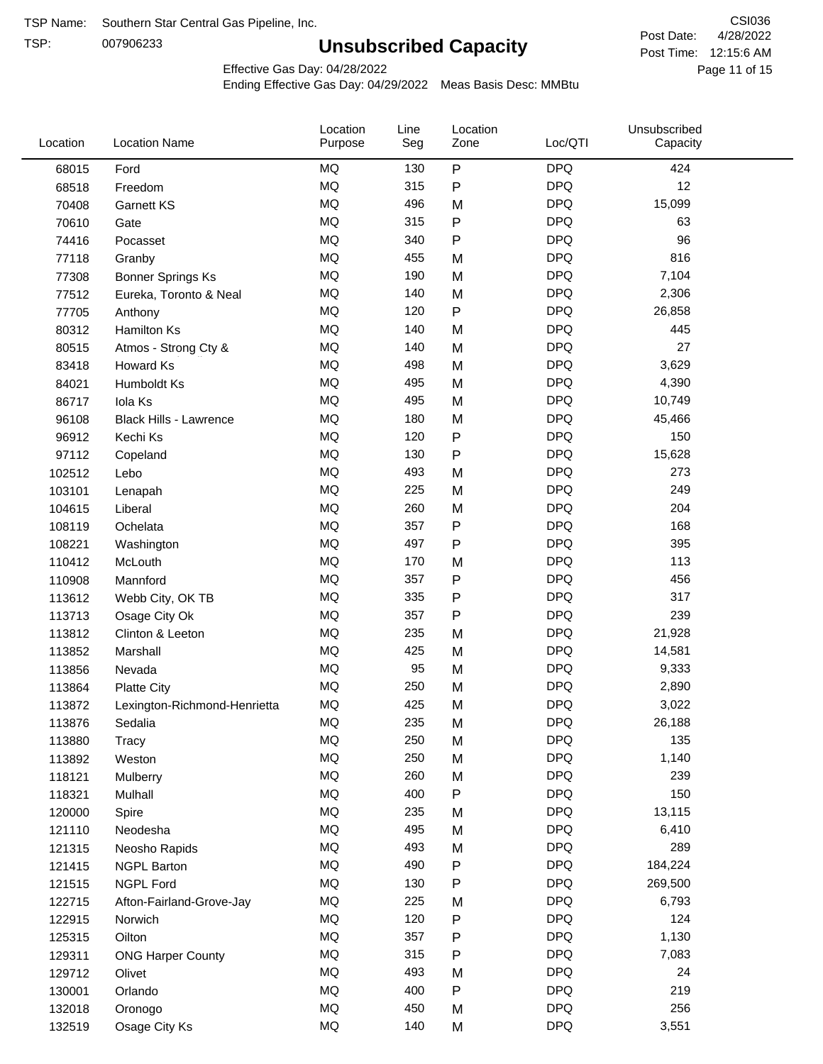TSP Name: Southern Star Central Gas Pipeline, Inc.
TSP: 007906233

# Unsubscribed Capacity

CSI036
Post Date: 4/28/2022
Post Time: 12:15:6 AM

Effective Gas Day: 04/28/2022
Ending Effective Gas Day: 04/29/2022 Meas Basis Desc: MMBtu

| Location | Location Name | Location Purpose | Line Seg | Location Zone | Loc/QTI | Unsubscribed Capacity |
|---|---|---|---|---|---|---|
| 68015 | Ford | MQ | 130 | P | DPQ | 424 |
| 68518 | Freedom | MQ | 315 | P | DPQ | 12 |
| 70408 | Garnett KS | MQ | 496 | M | DPQ | 15,099 |
| 70610 | Gate | MQ | 315 | P | DPQ | 63 |
| 74416 | Pocasset | MQ | 340 | P | DPQ | 96 |
| 77118 | Granby | MQ | 455 | M | DPQ | 816 |
| 77308 | Bonner Springs Ks | MQ | 190 | M | DPQ | 7,104 |
| 77512 | Eureka, Toronto & Neal | MQ | 140 | M | DPQ | 2,306 |
| 77705 | Anthony | MQ | 120 | P | DPQ | 26,858 |
| 80312 | Hamilton Ks | MQ | 140 | M | DPQ | 445 |
| 80515 | Atmos - Strong Cty & | MQ | 140 | M | DPQ | 27 |
| 83418 | Howard Ks | MQ | 498 | M | DPQ | 3,629 |
| 84021 | Humboldt Ks | MQ | 495 | M | DPQ | 4,390 |
| 86717 | Iola Ks | MQ | 495 | M | DPQ | 10,749 |
| 96108 | Black Hills - Lawrence | MQ | 180 | M | DPQ | 45,466 |
| 96912 | Kechi Ks | MQ | 120 | P | DPQ | 150 |
| 97112 | Copeland | MQ | 130 | P | DPQ | 15,628 |
| 102512 | Lebo | MQ | 493 | M | DPQ | 273 |
| 103101 | Lenapah | MQ | 225 | M | DPQ | 249 |
| 104615 | Liberal | MQ | 260 | M | DPQ | 204 |
| 108119 | Ochelata | MQ | 357 | P | DPQ | 168 |
| 108221 | Washington | MQ | 497 | P | DPQ | 395 |
| 110412 | McLouth | MQ | 170 | M | DPQ | 113 |
| 110908 | Mannford | MQ | 357 | P | DPQ | 456 |
| 113612 | Webb City, OK TB | MQ | 335 | P | DPQ | 317 |
| 113713 | Osage City Ok | MQ | 357 | P | DPQ | 239 |
| 113812 | Clinton & Leeton | MQ | 235 | M | DPQ | 21,928 |
| 113852 | Marshall | MQ | 425 | M | DPQ | 14,581 |
| 113856 | Nevada | MQ | 95 | M | DPQ | 9,333 |
| 113864 | Platte City | MQ | 250 | M | DPQ | 2,890 |
| 113872 | Lexington-Richmond-Henrietta | MQ | 425 | M | DPQ | 3,022 |
| 113876 | Sedalia | MQ | 235 | M | DPQ | 26,188 |
| 113880 | Tracy | MQ | 250 | M | DPQ | 135 |
| 113892 | Weston | MQ | 250 | M | DPQ | 1,140 |
| 118121 | Mulberry | MQ | 260 | M | DPQ | 239 |
| 118321 | Mulhall | MQ | 400 | P | DPQ | 150 |
| 120000 | Spire | MQ | 235 | M | DPQ | 13,115 |
| 121110 | Neodesha | MQ | 495 | M | DPQ | 6,410 |
| 121315 | Neosho Rapids | MQ | 493 | M | DPQ | 289 |
| 121415 | NGPL Barton | MQ | 490 | P | DPQ | 184,224 |
| 121515 | NGPL Ford | MQ | 130 | P | DPQ | 269,500 |
| 122715 | Afton-Fairland-Grove-Jay | MQ | 225 | M | DPQ | 6,793 |
| 122915 | Norwich | MQ | 120 | P | DPQ | 124 |
| 125315 | Oilton | MQ | 357 | P | DPQ | 1,130 |
| 129311 | ONG Harper County | MQ | 315 | P | DPQ | 7,083 |
| 129712 | Olivet | MQ | 493 | M | DPQ | 24 |
| 130001 | Orlando | MQ | 400 | P | DPQ | 219 |
| 132018 | Oronogo | MQ | 450 | M | DPQ | 256 |
| 132519 | Osage City Ks | MQ | 140 | M | DPQ | 3,551 |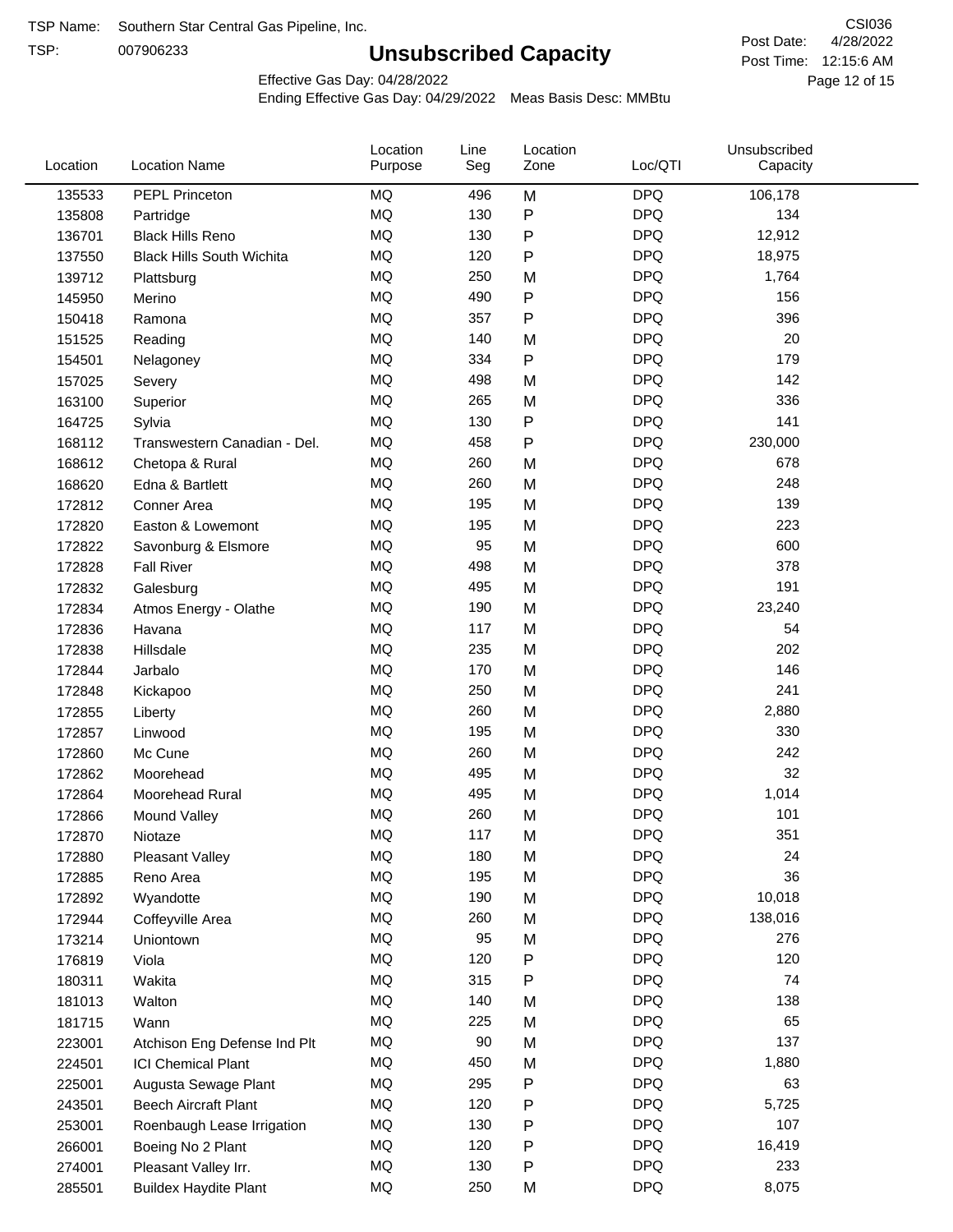TSP Name: Southern Star Central Gas Pipeline, Inc.

TSP: 007906233

# Unsubscribed Capacity

CSI036

Post Date: 4/28/2022

Post Time: 12:15:6 AM

Effective Gas Day: 04/28/2022

Ending Effective Gas Day: 04/29/2022 Meas Basis Desc: MMBtu

| Location | Location Name | Location Purpose | Line Seg | Location Zone | Loc/QTI | Unsubscribed Capacity |
|---|---|---|---|---|---|---|
| 135533 | PEPL Princeton | MQ | 496 | M | DPQ | 106,178 |
| 135808 | Partridge | MQ | 130 | P | DPQ | 134 |
| 136701 | Black Hills Reno | MQ | 130 | P | DPQ | 12,912 |
| 137550 | Black Hills South Wichita | MQ | 120 | P | DPQ | 18,975 |
| 139712 | Plattsburg | MQ | 250 | M | DPQ | 1,764 |
| 145950 | Merino | MQ | 490 | P | DPQ | 156 |
| 150418 | Ramona | MQ | 357 | P | DPQ | 396 |
| 151525 | Reading | MQ | 140 | M | DPQ | 20 |
| 154501 | Nelagoney | MQ | 334 | P | DPQ | 179 |
| 157025 | Severy | MQ | 498 | M | DPQ | 142 |
| 163100 | Superior | MQ | 265 | M | DPQ | 336 |
| 164725 | Sylvia | MQ | 130 | P | DPQ | 141 |
| 168112 | Transwestern Canadian - Del. | MQ | 458 | P | DPQ | 230,000 |
| 168612 | Chetopa & Rural | MQ | 260 | M | DPQ | 678 |
| 168620 | Edna & Bartlett | MQ | 260 | M | DPQ | 248 |
| 172812 | Conner Area | MQ | 195 | M | DPQ | 139 |
| 172820 | Easton & Lowemont | MQ | 195 | M | DPQ | 223 |
| 172822 | Savonburg & Elsmore | MQ | 95 | M | DPQ | 600 |
| 172828 | Fall River | MQ | 498 | M | DPQ | 378 |
| 172832 | Galesburg | MQ | 495 | M | DPQ | 191 |
| 172834 | Atmos Energy - Olathe | MQ | 190 | M | DPQ | 23,240 |
| 172836 | Havana | MQ | 117 | M | DPQ | 54 |
| 172838 | Hillsdale | MQ | 235 | M | DPQ | 202 |
| 172844 | Jarbalo | MQ | 170 | M | DPQ | 146 |
| 172848 | Kickapoo | MQ | 250 | M | DPQ | 241 |
| 172855 | Liberty | MQ | 260 | M | DPQ | 2,880 |
| 172857 | Linwood | MQ | 195 | M | DPQ | 330 |
| 172860 | Mc Cune | MQ | 260 | M | DPQ | 242 |
| 172862 | Moorehead | MQ | 495 | M | DPQ | 32 |
| 172864 | Moorehead Rural | MQ | 495 | M | DPQ | 1,014 |
| 172866 | Mound Valley | MQ | 260 | M | DPQ | 101 |
| 172870 | Niotaze | MQ | 117 | M | DPQ | 351 |
| 172880 | Pleasant Valley | MQ | 180 | M | DPQ | 24 |
| 172885 | Reno Area | MQ | 195 | M | DPQ | 36 |
| 172892 | Wyandotte | MQ | 190 | M | DPQ | 10,018 |
| 172944 | Coffeyville Area | MQ | 260 | M | DPQ | 138,016 |
| 173214 | Uniontown | MQ | 95 | M | DPQ | 276 |
| 176819 | Viola | MQ | 120 | P | DPQ | 120 |
| 180311 | Wakita | MQ | 315 | P | DPQ | 74 |
| 181013 | Walton | MQ | 140 | M | DPQ | 138 |
| 181715 | Wann | MQ | 225 | M | DPQ | 65 |
| 223001 | Atchison Eng Defense Ind Plt | MQ | 90 | M | DPQ | 137 |
| 224501 | ICI Chemical Plant | MQ | 450 | M | DPQ | 1,880 |
| 225001 | Augusta Sewage Plant | MQ | 295 | P | DPQ | 63 |
| 243501 | Beech Aircraft Plant | MQ | 120 | P | DPQ | 5,725 |
| 253001 | Roenbaugh Lease Irrigation | MQ | 130 | P | DPQ | 107 |
| 266001 | Boeing No 2 Plant | MQ | 120 | P | DPQ | 16,419 |
| 274001 | Pleasant Valley Irr. | MQ | 130 | P | DPQ | 233 |
| 285501 | Buildex Haydite Plant | MQ | 250 | M | DPQ | 8,075 |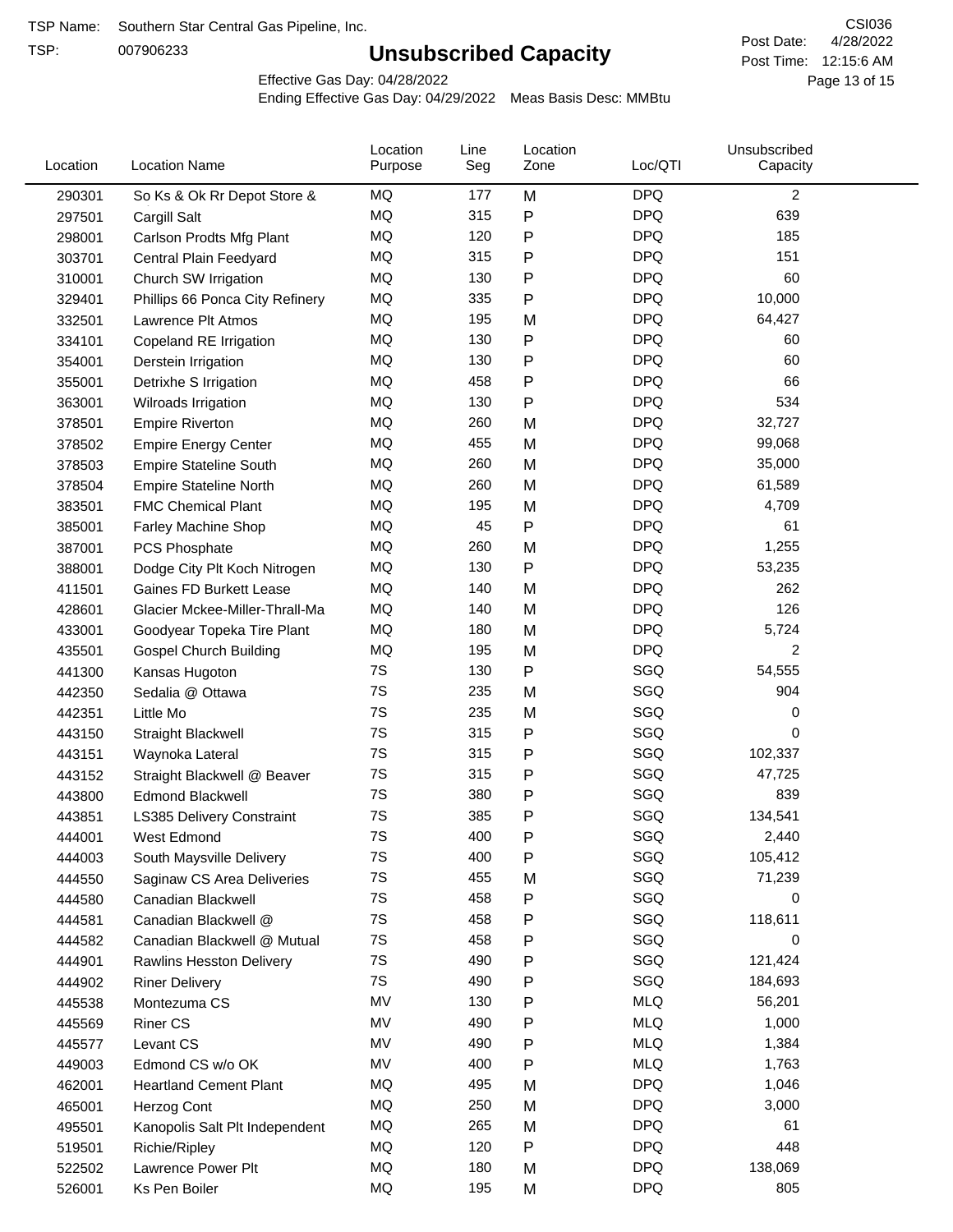TSP Name: Southern Star Central Gas Pipeline, Inc.

TSP: 007906233

# Unsubscribed Capacity

CSI036

Post Date: 4/28/2022

Post Time: 12:15:6 AM

Effective Gas Day: 04/28/2022

Ending Effective Gas Day: 04/29/2022 Meas Basis Desc: MMBtu

| Location | Location Name | Location Purpose | Line Seg | Location Zone | Loc/QTI | Unsubscribed Capacity |
|---|---|---|---|---|---|---|
| 290301 | So Ks & Ok Rr Depot Store & | MQ | 177 | M | DPQ | 2 |
| 297501 | Cargill Salt | MQ | 315 | P | DPQ | 639 |
| 298001 | Carlson Prodts Mfg Plant | MQ | 120 | P | DPQ | 185 |
| 303701 | Central Plain Feedyard | MQ | 315 | P | DPQ | 151 |
| 310001 | Church SW Irrigation | MQ | 130 | P | DPQ | 60 |
| 329401 | Phillips 66 Ponca City Refinery | MQ | 335 | P | DPQ | 10,000 |
| 332501 | Lawrence Plt Atmos | MQ | 195 | M | DPQ | 64,427 |
| 334101 | Copeland RE Irrigation | MQ | 130 | P | DPQ | 60 |
| 354001 | Derstein Irrigation | MQ | 130 | P | DPQ | 60 |
| 355001 | Detrixhe S Irrigation | MQ | 458 | P | DPQ | 66 |
| 363001 | Wilroads Irrigation | MQ | 130 | P | DPQ | 534 |
| 378501 | Empire Riverton | MQ | 260 | M | DPQ | 32,727 |
| 378502 | Empire Energy Center | MQ | 455 | M | DPQ | 99,068 |
| 378503 | Empire Stateline South | MQ | 260 | M | DPQ | 35,000 |
| 378504 | Empire Stateline North | MQ | 260 | M | DPQ | 61,589 |
| 383501 | FMC Chemical Plant | MQ | 195 | M | DPQ | 4,709 |
| 385001 | Farley Machine Shop | MQ | 45 | P | DPQ | 61 |
| 387001 | PCS Phosphate | MQ | 260 | M | DPQ | 1,255 |
| 388001 | Dodge City Plt Koch Nitrogen | MQ | 130 | P | DPQ | 53,235 |
| 411501 | Gaines FD Burkett Lease | MQ | 140 | M | DPQ | 262 |
| 428601 | Glacier Mckee-Miller-Thrall-Ma | MQ | 140 | M | DPQ | 126 |
| 433001 | Goodyear Topeka Tire Plant | MQ | 180 | M | DPQ | 5,724 |
| 435501 | Gospel Church Building | MQ | 195 | M | DPQ | 2 |
| 441300 | Kansas Hugoton | 7S | 130 | P | SGQ | 54,555 |
| 442350 | Sedalia @ Ottawa | 7S | 235 | M | SGQ | 904 |
| 442351 | Little Mo | 7S | 235 | M | SGQ | 0 |
| 443150 | Straight Blackwell | 7S | 315 | P | SGQ | 0 |
| 443151 | Waynoka Lateral | 7S | 315 | P | SGQ | 102,337 |
| 443152 | Straight Blackwell @ Beaver | 7S | 315 | P | SGQ | 47,725 |
| 443800 | Edmond Blackwell | 7S | 380 | P | SGQ | 839 |
| 443851 | LS385 Delivery Constraint | 7S | 385 | P | SGQ | 134,541 |
| 444001 | West Edmond | 7S | 400 | P | SGQ | 2,440 |
| 444003 | South Maysville Delivery | 7S | 400 | P | SGQ | 105,412 |
| 444550 | Saginaw CS Area Deliveries | 7S | 455 | M | SGQ | 71,239 |
| 444580 | Canadian Blackwell | 7S | 458 | P | SGQ | 0 |
| 444581 | Canadian Blackwell @ | 7S | 458 | P | SGQ | 118,611 |
| 444582 | Canadian Blackwell @ Mutual | 7S | 458 | P | SGQ | 0 |
| 444901 | Rawlins Hesston Delivery | 7S | 490 | P | SGQ | 121,424 |
| 444902 | Riner Delivery | 7S | 490 | P | SGQ | 184,693 |
| 445538 | Montezuma CS | MV | 130 | P | MLQ | 56,201 |
| 445569 | Riner CS | MV | 490 | P | MLQ | 1,000 |
| 445577 | Levant CS | MV | 490 | P | MLQ | 1,384 |
| 449003 | Edmond CS w/o OK | MV | 400 | P | MLQ | 1,763 |
| 462001 | Heartland Cement Plant | MQ | 495 | M | DPQ | 1,046 |
| 465001 | Herzog Cont | MQ | 250 | M | DPQ | 3,000 |
| 495501 | Kanopolis Salt Plt Independent | MQ | 265 | M | DPQ | 61 |
| 519501 | Richie/Ripley | MQ | 120 | P | DPQ | 448 |
| 522502 | Lawrence Power Plt | MQ | 180 | M | DPQ | 138,069 |
| 526001 | Ks Pen Boiler | MQ | 195 | M | DPQ | 805 |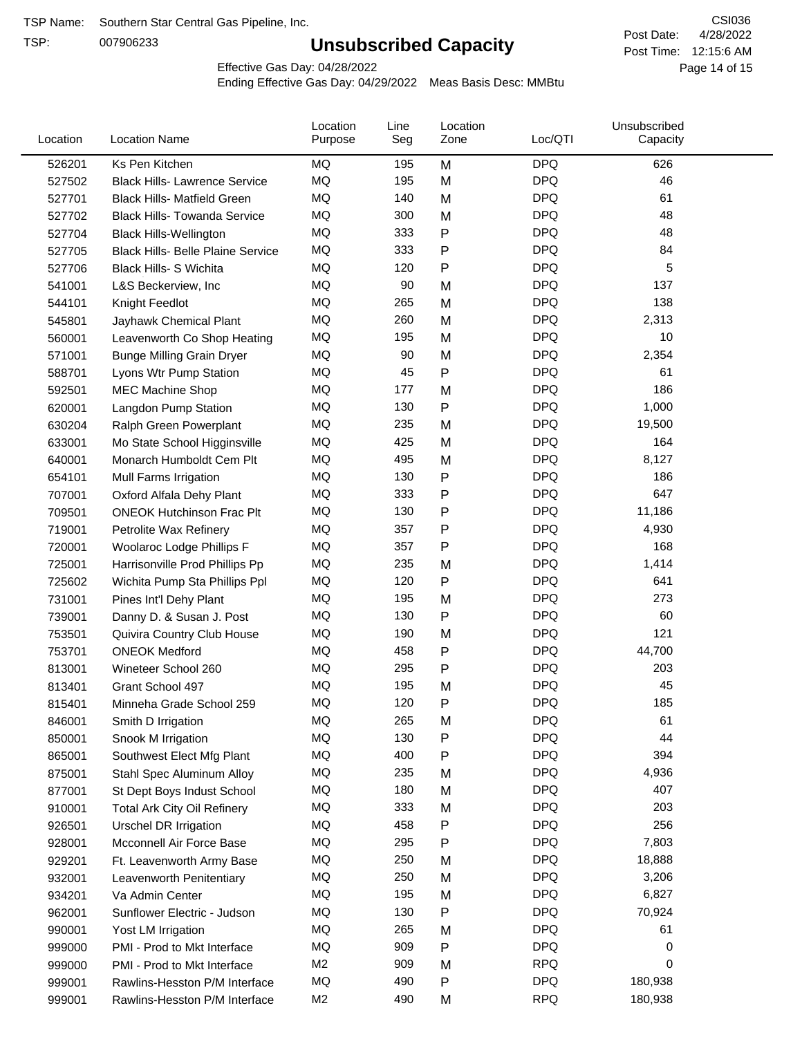TSP Name: Southern Star Central Gas Pipeline, Inc.

TSP: 007906233

# Unsubscribed Capacity

CSI036

Post Date: 4/28/2022

Post Time: 12:15:6 AM

Effective Gas Day: 04/28/2022

Ending Effective Gas Day: 04/29/2022 Meas Basis Desc: MMBtu

| Location | Location Name | Location Purpose | Line Seg | Location Zone | Loc/QTI | Unsubscribed Capacity |
|---|---|---|---|---|---|---|
| 526201 | Ks Pen Kitchen | MQ | 195 | M | DPQ | 626 |
| 527502 | Black Hills- Lawrence Service | MQ | 195 | M | DPQ | 46 |
| 527701 | Black Hills- Matfield Green | MQ | 140 | M | DPQ | 61 |
| 527702 | Black Hills- Towanda Service | MQ | 300 | M | DPQ | 48 |
| 527704 | Black Hills-Wellington | MQ | 333 | P | DPQ | 48 |
| 527705 | Black Hills- Belle Plaine Service | MQ | 333 | P | DPQ | 84 |
| 527706 | Black Hills- S Wichita | MQ | 120 | P | DPQ | 5 |
| 541001 | L&S Beckerview, Inc | MQ | 90 | M | DPQ | 137 |
| 544101 | Knight Feedlot | MQ | 265 | M | DPQ | 138 |
| 545801 | Jayhawk Chemical Plant | MQ | 260 | M | DPQ | 2,313 |
| 560001 | Leavenworth Co Shop Heating | MQ | 195 | M | DPQ | 10 |
| 571001 | Bunge Milling Grain Dryer | MQ | 90 | M | DPQ | 2,354 |
| 588701 | Lyons Wtr Pump Station | MQ | 45 | P | DPQ | 61 |
| 592501 | MEC Machine Shop | MQ | 177 | M | DPQ | 186 |
| 620001 | Langdon Pump Station | MQ | 130 | P | DPQ | 1,000 |
| 630204 | Ralph Green Powerplant | MQ | 235 | M | DPQ | 19,500 |
| 633001 | Mo State School Higginsville | MQ | 425 | M | DPQ | 164 |
| 640001 | Monarch Humboldt Cem Plt | MQ | 495 | M | DPQ | 8,127 |
| 654101 | Mull Farms Irrigation | MQ | 130 | P | DPQ | 186 |
| 707001 | Oxford Alfala Dehy Plant | MQ | 333 | P | DPQ | 647 |
| 709501 | ONEOK Hutchinson Frac Plt | MQ | 130 | P | DPQ | 11,186 |
| 719001 | Petrolite Wax Refinery | MQ | 357 | P | DPQ | 4,930 |
| 720001 | Woolaroc Lodge Phillips F | MQ | 357 | P | DPQ | 168 |
| 725001 | Harrisonville Prod Phillips Pp | MQ | 235 | M | DPQ | 1,414 |
| 725602 | Wichita Pump Sta Phillips Ppl | MQ | 120 | P | DPQ | 641 |
| 731001 | Pines Int'l Dehy Plant | MQ | 195 | M | DPQ | 273 |
| 739001 | Danny D. & Susan J. Post | MQ | 130 | P | DPQ | 60 |
| 753501 | Quivira Country Club House | MQ | 190 | M | DPQ | 121 |
| 753701 | ONEOK Medford | MQ | 458 | P | DPQ | 44,700 |
| 813001 | Wineteer School 260 | MQ | 295 | P | DPQ | 203 |
| 813401 | Grant School 497 | MQ | 195 | M | DPQ | 45 |
| 815401 | Minneha Grade School 259 | MQ | 120 | P | DPQ | 185 |
| 846001 | Smith D Irrigation | MQ | 265 | M | DPQ | 61 |
| 850001 | Snook M Irrigation | MQ | 130 | P | DPQ | 44 |
| 865001 | Southwest Elect Mfg Plant | MQ | 400 | P | DPQ | 394 |
| 875001 | Stahl Spec Aluminum Alloy | MQ | 235 | M | DPQ | 4,936 |
| 877001 | St Dept Boys Indust School | MQ | 180 | M | DPQ | 407 |
| 910001 | Total Ark City Oil Refinery | MQ | 333 | M | DPQ | 203 |
| 926501 | Urschel DR Irrigation | MQ | 458 | P | DPQ | 256 |
| 928001 | Mcconnell Air Force Base | MQ | 295 | P | DPQ | 7,803 |
| 929201 | Ft. Leavenworth Army Base | MQ | 250 | M | DPQ | 18,888 |
| 932001 | Leavenworth Penitentiary | MQ | 250 | M | DPQ | 3,206 |
| 934201 | Va Admin Center | MQ | 195 | M | DPQ | 6,827 |
| 962001 | Sunflower Electric - Judson | MQ | 130 | P | DPQ | 70,924 |
| 990001 | Yost LM Irrigation | MQ | 265 | M | DPQ | 61 |
| 999000 | PMI - Prod to Mkt Interface | MQ | 909 | P | DPQ | 0 |
| 999000 | PMI - Prod to Mkt Interface | M2 | 909 | M | RPQ | 0 |
| 999001 | Rawlins-Hesston P/M Interface | MQ | 490 | P | DPQ | 180,938 |
| 999001 | Rawlins-Hesston P/M Interface | M2 | 490 | M | RPQ | 180,938 |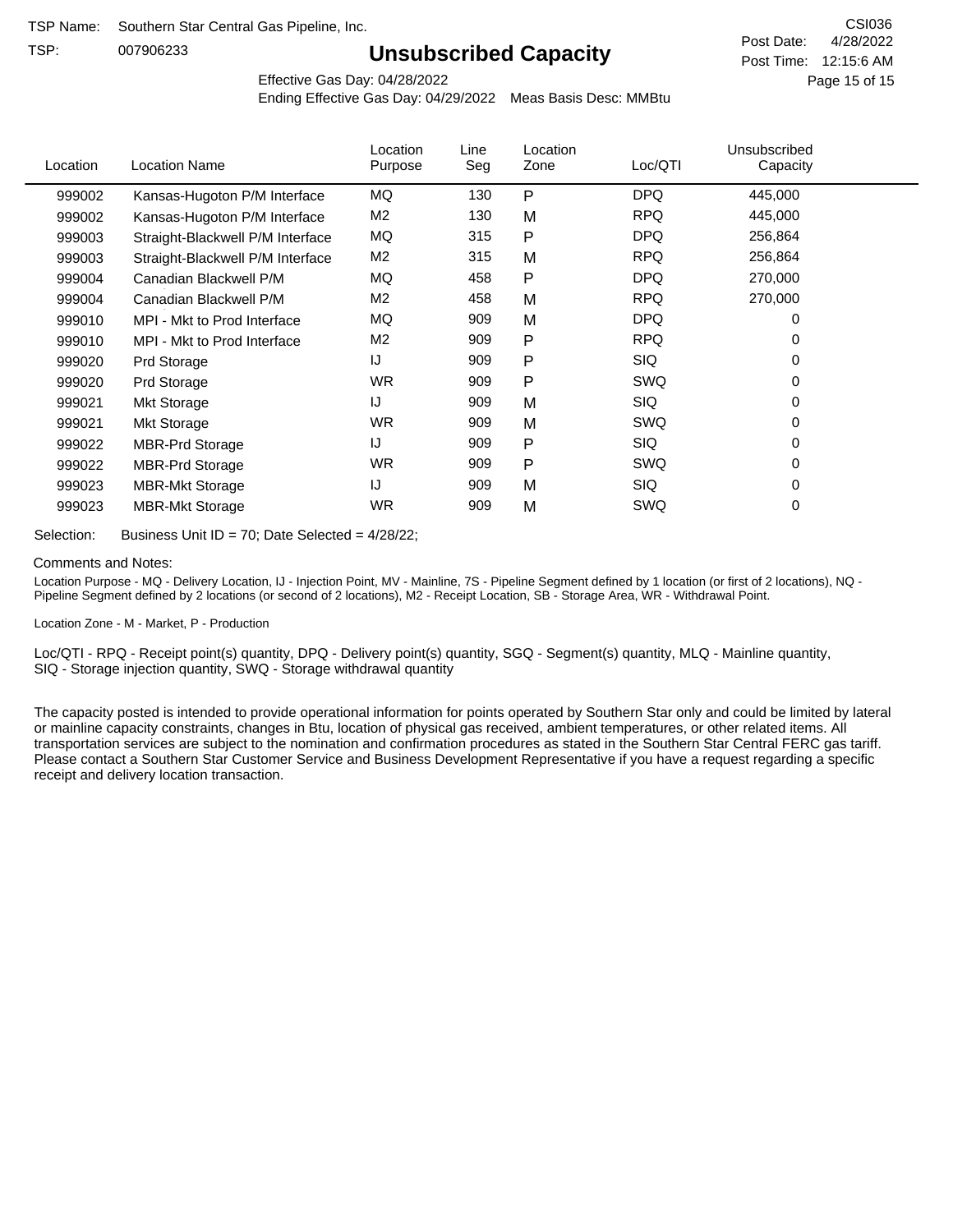TSP Name: Southern Star Central Gas Pipeline, Inc.

TSP: 007906233

# Unsubscribed Capacity

CSI036

Post Date: 4/28/2022

Post Time: 12:15:6 AM

Effective Gas Day: 04/28/2022

Ending Effective Gas Day: 04/29/2022 Meas Basis Desc: MMBtu

| Location | Location Name | Location Purpose | Line Seg | Location Zone | Loc/QTI | Unsubscribed Capacity |
|---|---|---|---|---|---|---|
| 999002 | Kansas-Hugoton P/M Interface | MQ | 130 | P | DPQ | 445,000 |
| 999002 | Kansas-Hugoton P/M Interface | M2 | 130 | M | RPQ | 445,000 |
| 999003 | Straight-Blackwell P/M Interface | MQ | 315 | P | DPQ | 256,864 |
| 999003 | Straight-Blackwell P/M Interface | M2 | 315 | M | RPQ | 256,864 |
| 999004 | Canadian Blackwell P/M | MQ | 458 | P | DPQ | 270,000 |
| 999004 | Canadian Blackwell P/M | M2 | 458 | M | RPQ | 270,000 |
| 999010 | MPI - Mkt to Prod Interface | MQ | 909 | M | DPQ | 0 |
| 999010 | MPI - Mkt to Prod Interface | M2 | 909 | P | RPQ | 0 |
| 999020 | Prd Storage | IJ | 909 | P | SIQ | 0 |
| 999020 | Prd Storage | WR | 909 | P | SWQ | 0 |
| 999021 | Mkt Storage | IJ | 909 | M | SIQ | 0 |
| 999021 | Mkt Storage | WR | 909 | M | SWQ | 0 |
| 999022 | MBR-Prd Storage | IJ | 909 | P | SIQ | 0 |
| 999022 | MBR-Prd Storage | WR | 909 | P | SWQ | 0 |
| 999023 | MBR-Mkt Storage | IJ | 909 | M | SIQ | 0 |
| 999023 | MBR-Mkt Storage | WR | 909 | M | SWQ | 0 |

Selection: Business Unit ID = 70; Date Selected = 4/28/22;

Comments and Notes:

Location Purpose - MQ - Delivery Location, IJ - Injection Point, MV - Mainline, 7S - Pipeline Segment defined by 1 location (or first of 2 locations), NQ - Pipeline Segment defined by 2 locations (or second of 2 locations), M2 - Receipt Location, SB - Storage Area, WR - Withdrawal Point.

Location Zone - M - Market, P - Production

Loc/QTI - RPQ - Receipt point(s) quantity, DPQ - Delivery point(s) quantity, SGQ - Segment(s) quantity, MLQ - Mainline quantity, SIQ - Storage injection quantity, SWQ - Storage withdrawal quantity

The capacity posted is intended to provide operational information for points operated by Southern Star only and could be limited by lateral or mainline capacity constraints, changes in Btu, location of physical gas received, ambient temperatures, or other related items. All transportation services are subject to the nomination and confirmation procedures as stated in the Southern Star Central FERC gas tariff. Please contact a Southern Star Customer Service and Business Development Representative if you have a request regarding a specific receipt and delivery location transaction.